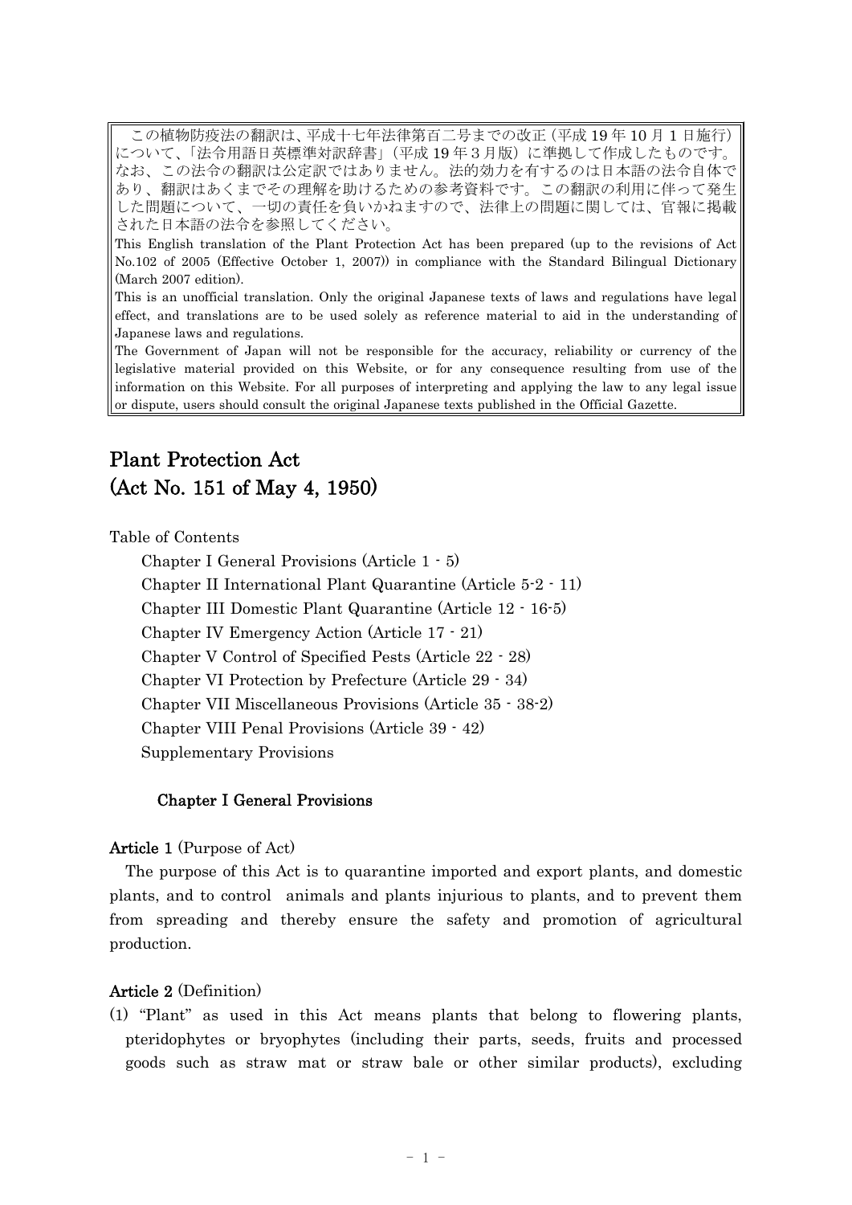この植物防疫法の翻訳は、平成十七年法律第百二号までの改正（平成 19 年 10 月 1 日施行）について、「法令用語日英標準対訳辞書」（平成 19 年３月版）に準拠して作成したものです。なお、この法令の翻訳は公定訳ではありません。法的効力を有するのは日本語の法令自体であり、翻訳はあくまでその理解を助けるための参考資料です。この翻訳の利用に伴って発生した問題について、一切の責任を負いかねますので、法律上の問題に関しては、官報に掲載された日本語の法令を参照してください。

This English translation of the Plant Protection Act has been prepared (up to the revisions of Act No.102 of 2005 (Effective October 1, 2007)) in compliance with the Standard Bilingual Dictionary (March 2007 edition).

This is an unofficial translation. Only the original Japanese texts of laws and regulations have legal effect, and translations are to be used solely as reference material to aid in the understanding of Japanese laws and regulations.

The Government of Japan will not be responsible for the accuracy, reliability or currency of the legislative material provided on this Website, or for any consequence resulting from use of the information on this Website. For all purposes of interpreting and applying the law to any legal issue or dispute, users should consult the original Japanese texts published in the Official Gazette.

# Plant Protection Act
# (Act No. 151 of May 4, 1950)

Table of Contents

- Chapter I General Provisions (Article 1 - 5)
- Chapter II International Plant Quarantine (Article 5-2 - 11)
- Chapter III Domestic Plant Quarantine (Article 12 - 16-5)
- Chapter IV Emergency Action (Article 17 - 21)
- Chapter V Control of Specified Pests (Article 22 - 28)
- Chapter VI Protection by Prefecture (Article 29 - 34)
- Chapter VII Miscellaneous Provisions (Article 35 - 38-2)
- Chapter VIII Penal Provisions (Article 39 - 42)
- Supplementary Provisions

## Chapter I General Provisions

**Article 1** (Purpose of Act)

The purpose of this Act is to quarantine imported and export plants, and domestic plants, and to control animals and plants injurious to plants, and to prevent them from spreading and thereby ensure the safety and promotion of agricultural production.

**Article 2** (Definition)

(1) "Plant" as used in this Act means plants that belong to flowering plants, pteridophytes or bryophytes (including their parts, seeds, fruits and processed goods such as straw mat or straw bale or other similar products), excluding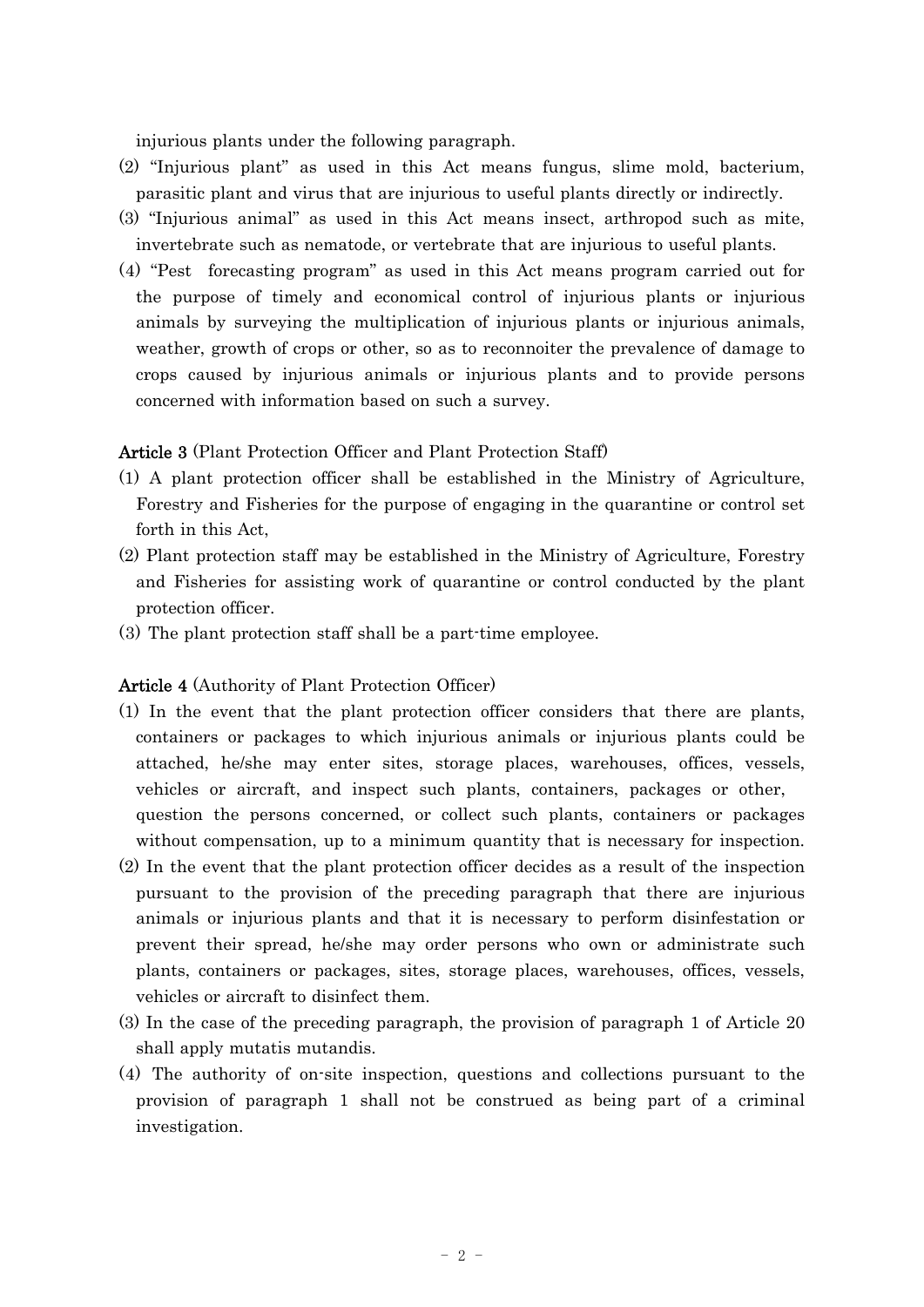injurious plants under the following paragraph.

(2) "Injurious plant" as used in this Act means fungus, slime mold, bacterium, parasitic plant and virus that are injurious to useful plants directly or indirectly.

(3) "Injurious animal" as used in this Act means insect, arthropod such as mite, invertebrate such as nematode, or vertebrate that are injurious to useful plants.

(4) "Pest forecasting program" as used in this Act means program carried out for the purpose of timely and economical control of injurious plants or injurious animals by surveying the multiplication of injurious plants or injurious animals, weather, growth of crops or other, so as to reconnoiter the prevalence of damage to crops caused by injurious animals or injurious plants and to provide persons concerned with information based on such a survey.

**Article 3** (Plant Protection Officer and Plant Protection Staff)

(1) A plant protection officer shall be established in the Ministry of Agriculture, Forestry and Fisheries for the purpose of engaging in the quarantine or control set forth in this Act,

(2) Plant protection staff may be established in the Ministry of Agriculture, Forestry and Fisheries for assisting work of quarantine or control conducted by the plant protection officer.

(3) The plant protection staff shall be a part-time employee.

**Article 4** (Authority of Plant Protection Officer)

(1) In the event that the plant protection officer considers that there are plants, containers or packages to which injurious animals or injurious plants could be attached, he/she may enter sites, storage places, warehouses, offices, vessels, vehicles or aircraft, and inspect such plants, containers, packages or other, question the persons concerned, or collect such plants, containers or packages without compensation, up to a minimum quantity that is necessary for inspection.

(2) In the event that the plant protection officer decides as a result of the inspection pursuant to the provision of the preceding paragraph that there are injurious animals or injurious plants and that it is necessary to perform disinfestation or prevent their spread, he/she may order persons who own or administrate such plants, containers or packages, sites, storage places, warehouses, offices, vessels, vehicles or aircraft to disinfect them.

(3) In the case of the preceding paragraph, the provision of paragraph 1 of Article 20 shall apply mutatis mutandis.

(4) The authority of on-site inspection, questions and collections pursuant to the provision of paragraph 1 shall not be construed as being part of a criminal investigation.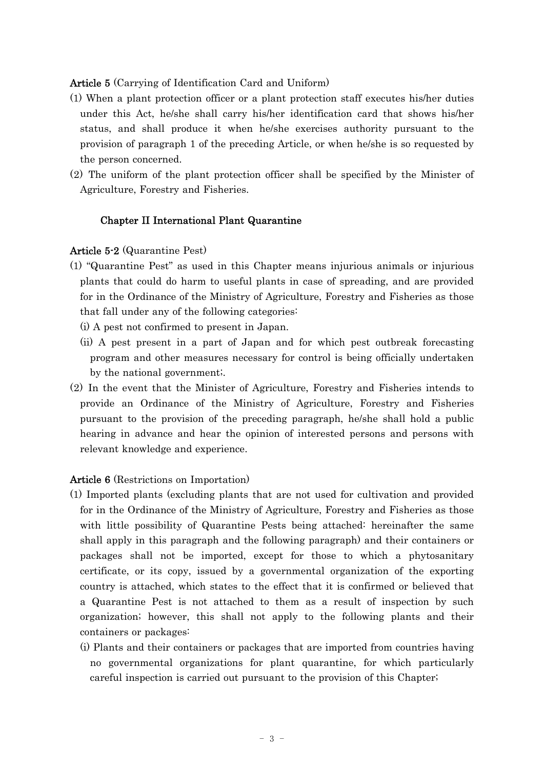**Article 5** (Carrying of Identification Card and Uniform)

(1) When a plant protection officer or a plant protection staff executes his/her duties under this Act, he/she shall carry his/her identification card that shows his/her status, and shall produce it when he/she exercises authority pursuant to the provision of paragraph 1 of the preceding Article, or when he/she is so requested by the person concerned.

(2) The uniform of the plant protection officer shall be specified by the Minister of Agriculture, Forestry and Fisheries.

## Chapter II International Plant Quarantine

**Article 5-2** (Quarantine Pest)

(1) "Quarantine Pest" as used in this Chapter means injurious animals or injurious plants that could do harm to useful plants in case of spreading, and are provided for in the Ordinance of the Ministry of Agriculture, Forestry and Fisheries as those that fall under any of the following categories:

(i) A pest not confirmed to present in Japan.

(ii) A pest present in a part of Japan and for which pest outbreak forecasting program and other measures necessary for control is being officially undertaken by the national government;.

(2) In the event that the Minister of Agriculture, Forestry and Fisheries intends to provide an Ordinance of the Ministry of Agriculture, Forestry and Fisheries pursuant to the provision of the preceding paragraph, he/she shall hold a public hearing in advance and hear the opinion of interested persons and persons with relevant knowledge and experience.

**Article 6** (Restrictions on Importation)

(1) Imported plants (excluding plants that are not used for cultivation and provided for in the Ordinance of the Ministry of Agriculture, Forestry and Fisheries as those with little possibility of Quarantine Pests being attached: hereinafter the same shall apply in this paragraph and the following paragraph) and their containers or packages shall not be imported, except for those to which a phytosanitary certificate, or its copy, issued by a governmental organization of the exporting country is attached, which states to the effect that it is confirmed or believed that a Quarantine Pest is not attached to them as a result of inspection by such organization; however, this shall not apply to the following plants and their containers or packages:

(i) Plants and their containers or packages that are imported from countries having no governmental organizations for plant quarantine, for which particularly careful inspection is carried out pursuant to the provision of this Chapter;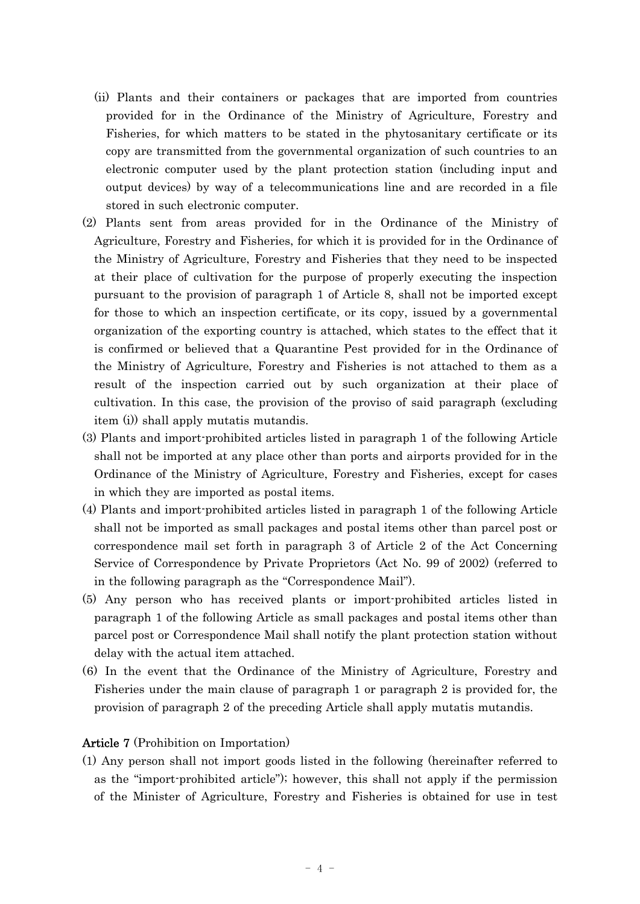(ii) Plants and their containers or packages that are imported from countries provided for in the Ordinance of the Ministry of Agriculture, Forestry and Fisheries, for which matters to be stated in the phytosanitary certificate or its copy are transmitted from the governmental organization of such countries to an electronic computer used by the plant protection station (including input and output devices) by way of a telecommunications line and are recorded in a file stored in such electronic computer.

(2) Plants sent from areas provided for in the Ordinance of the Ministry of Agriculture, Forestry and Fisheries, for which it is provided for in the Ordinance of the Ministry of Agriculture, Forestry and Fisheries that they need to be inspected at their place of cultivation for the purpose of properly executing the inspection pursuant to the provision of paragraph 1 of Article 8, shall not be imported except for those to which an inspection certificate, or its copy, issued by a governmental organization of the exporting country is attached, which states to the effect that it is confirmed or believed that a Quarantine Pest provided for in the Ordinance of the Ministry of Agriculture, Forestry and Fisheries is not attached to them as a result of the inspection carried out by such organization at their place of cultivation. In this case, the provision of the proviso of said paragraph (excluding item (i)) shall apply mutatis mutandis.

(3) Plants and import-prohibited articles listed in paragraph 1 of the following Article shall not be imported at any place other than ports and airports provided for in the Ordinance of the Ministry of Agriculture, Forestry and Fisheries, except for cases in which they are imported as postal items.

(4) Plants and import-prohibited articles listed in paragraph 1 of the following Article shall not be imported as small packages and postal items other than parcel post or correspondence mail set forth in paragraph 3 of Article 2 of the Act Concerning Service of Correspondence by Private Proprietors (Act No. 99 of 2002) (referred to in the following paragraph as the "Correspondence Mail").

(5) Any person who has received plants or import-prohibited articles listed in paragraph 1 of the following Article as small packages and postal items other than parcel post or Correspondence Mail shall notify the plant protection station without delay with the actual item attached.

(6) In the event that the Ordinance of the Ministry of Agriculture, Forestry and Fisheries under the main clause of paragraph 1 or paragraph 2 is provided for, the provision of paragraph 2 of the preceding Article shall apply mutatis mutandis.

**Article 7** (Prohibition on Importation)

(1) Any person shall not import goods listed in the following (hereinafter referred to as the "import-prohibited article"); however, this shall not apply if the permission of the Minister of Agriculture, Forestry and Fisheries is obtained for use in test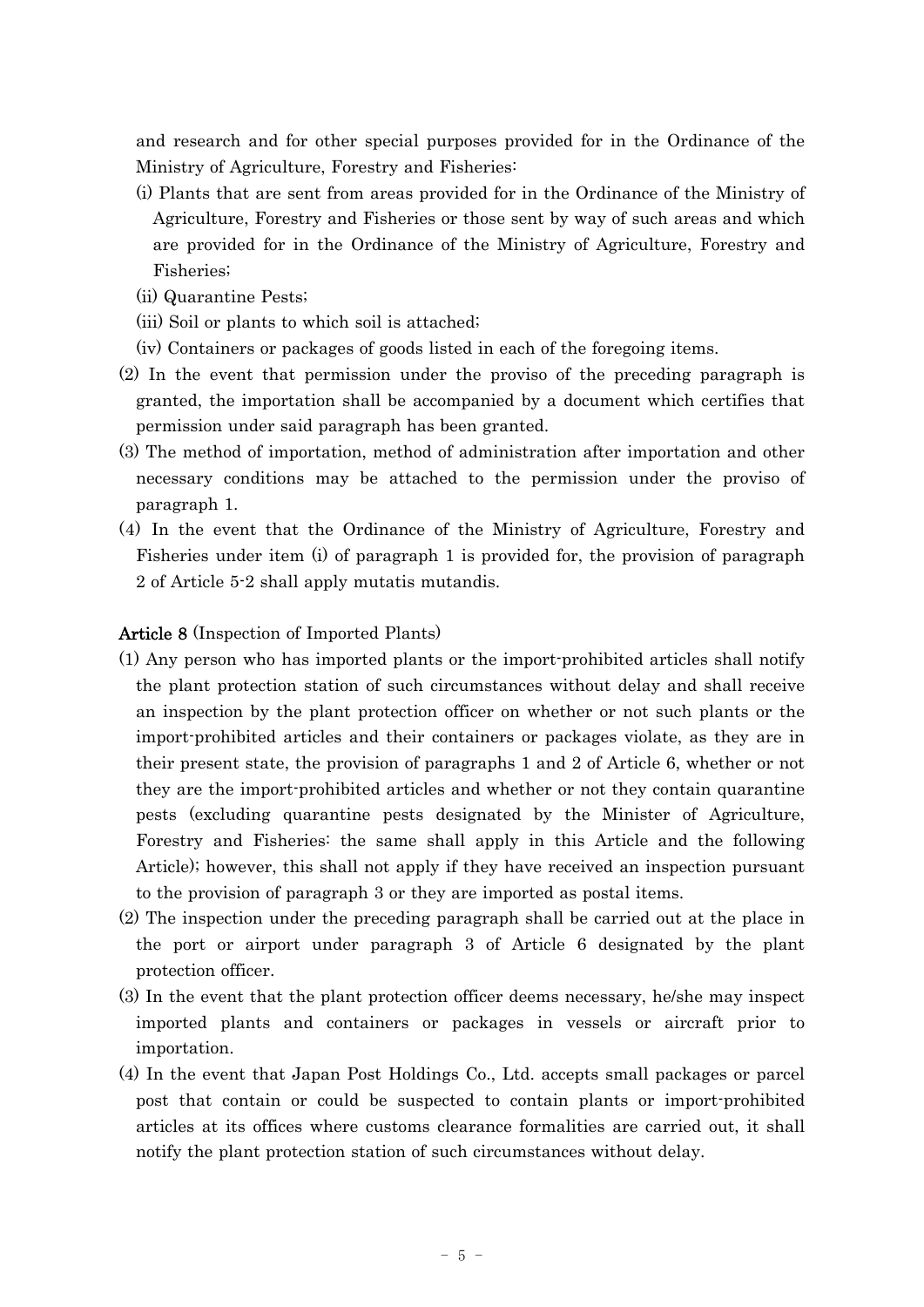and research and for other special purposes provided for in the Ordinance of the Ministry of Agriculture, Forestry and Fisheries:

(i) Plants that are sent from areas provided for in the Ordinance of the Ministry of Agriculture, Forestry and Fisheries or those sent by way of such areas and which are provided for in the Ordinance of the Ministry of Agriculture, Forestry and Fisheries;

(ii) Quarantine Pests;

(iii) Soil or plants to which soil is attached;

(iv) Containers or packages of goods listed in each of the foregoing items.

(2) In the event that permission under the proviso of the preceding paragraph is granted, the importation shall be accompanied by a document which certifies that permission under said paragraph has been granted.

(3) The method of importation, method of administration after importation and other necessary conditions may be attached to the permission under the proviso of paragraph 1.

(4) In the event that the Ordinance of the Ministry of Agriculture, Forestry and Fisheries under item (i) of paragraph 1 is provided for, the provision of paragraph 2 of Article 5-2 shall apply mutatis mutandis.

**Article 8** (Inspection of Imported Plants)

(1) Any person who has imported plants or the import-prohibited articles shall notify the plant protection station of such circumstances without delay and shall receive an inspection by the plant protection officer on whether or not such plants or the import-prohibited articles and their containers or packages violate, as they are in their present state, the provision of paragraphs 1 and 2 of Article 6, whether or not they are the import-prohibited articles and whether or not they contain quarantine pests (excluding quarantine pests designated by the Minister of Agriculture, Forestry and Fisheries: the same shall apply in this Article and the following Article); however, this shall not apply if they have received an inspection pursuant to the provision of paragraph 3 or they are imported as postal items.

(2) The inspection under the preceding paragraph shall be carried out at the place in the port or airport under paragraph 3 of Article 6 designated by the plant protection officer.

(3) In the event that the plant protection officer deems necessary, he/she may inspect imported plants and containers or packages in vessels or aircraft prior to importation.

(4) In the event that Japan Post Holdings Co., Ltd. accepts small packages or parcel post that contain or could be suspected to contain plants or import-prohibited articles at its offices where customs clearance formalities are carried out, it shall notify the plant protection station of such circumstances without delay.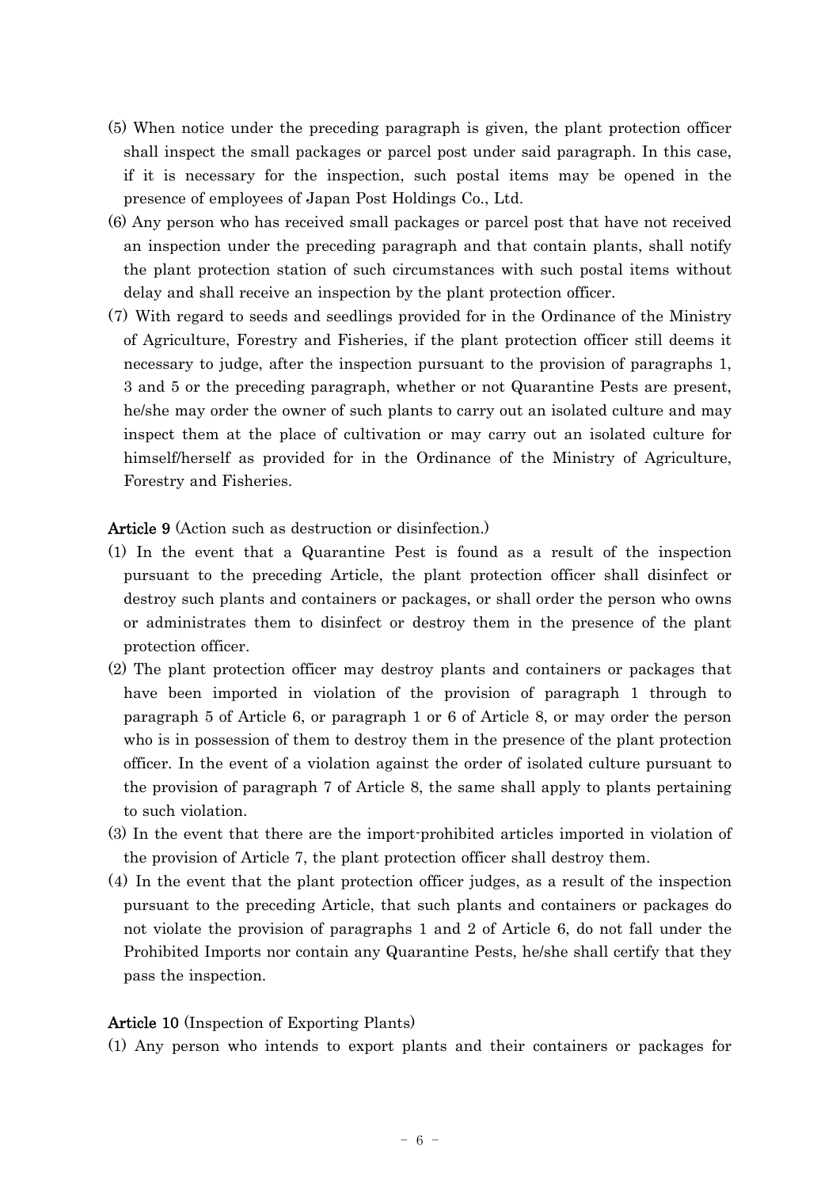(5) When notice under the preceding paragraph is given, the plant protection officer shall inspect the small packages or parcel post under said paragraph. In this case, if it is necessary for the inspection, such postal items may be opened in the presence of employees of Japan Post Holdings Co., Ltd.

(6) Any person who has received small packages or parcel post that have not received an inspection under the preceding paragraph and that contain plants, shall notify the plant protection station of such circumstances with such postal items without delay and shall receive an inspection by the plant protection officer.

(7) With regard to seeds and seedlings provided for in the Ordinance of the Ministry of Agriculture, Forestry and Fisheries, if the plant protection officer still deems it necessary to judge, after the inspection pursuant to the provision of paragraphs 1, 3 and 5 or the preceding paragraph, whether or not Quarantine Pests are present, he/she may order the owner of such plants to carry out an isolated culture and may inspect them at the place of cultivation or may carry out an isolated culture for himself/herself as provided for in the Ordinance of the Ministry of Agriculture, Forestry and Fisheries.

**Article 9** (Action such as destruction or disinfection.)

(1) In the event that a Quarantine Pest is found as a result of the inspection pursuant to the preceding Article, the plant protection officer shall disinfect or destroy such plants and containers or packages, or shall order the person who owns or administrates them to disinfect or destroy them in the presence of the plant protection officer.

(2) The plant protection officer may destroy plants and containers or packages that have been imported in violation of the provision of paragraph 1 through to paragraph 5 of Article 6, or paragraph 1 or 6 of Article 8, or may order the person who is in possession of them to destroy them in the presence of the plant protection officer. In the event of a violation against the order of isolated culture pursuant to the provision of paragraph 7 of Article 8, the same shall apply to plants pertaining to such violation.

(3) In the event that there are the import-prohibited articles imported in violation of the provision of Article 7, the plant protection officer shall destroy them.

(4) In the event that the plant protection officer judges, as a result of the inspection pursuant to the preceding Article, that such plants and containers or packages do not violate the provision of paragraphs 1 and 2 of Article 6, do not fall under the Prohibited Imports nor contain any Quarantine Pests, he/she shall certify that they pass the inspection.

**Article 10** (Inspection of Exporting Plants)

(1) Any person who intends to export plants and their containers or packages for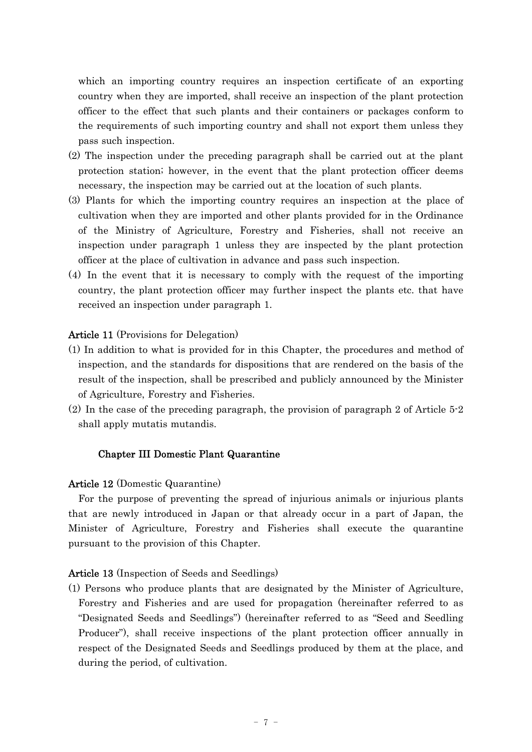which an importing country requires an inspection certificate of an exporting country when they are imported, shall receive an inspection of the plant protection officer to the effect that such plants and their containers or packages conform to the requirements of such importing country and shall not export them unless they pass such inspection.

(2) The inspection under the preceding paragraph shall be carried out at the plant protection station; however, in the event that the plant protection officer deems necessary, the inspection may be carried out at the location of such plants.

(3) Plants for which the importing country requires an inspection at the place of cultivation when they are imported and other plants provided for in the Ordinance of the Ministry of Agriculture, Forestry and Fisheries, shall not receive an inspection under paragraph 1 unless they are inspected by the plant protection officer at the place of cultivation in advance and pass such inspection.

(4) In the event that it is necessary to comply with the request of the importing country, the plant protection officer may further inspect the plants etc. that have received an inspection under paragraph 1.

**Article 11** (Provisions for Delegation)

(1) In addition to what is provided for in this Chapter, the procedures and method of inspection, and the standards for dispositions that are rendered on the basis of the result of the inspection, shall be prescribed and publicly announced by the Minister of Agriculture, Forestry and Fisheries.

(2) In the case of the preceding paragraph, the provision of paragraph 2 of Article 5-2 shall apply mutatis mutandis.

## Chapter III Domestic Plant Quarantine

**Article 12** (Domestic Quarantine)

For the purpose of preventing the spread of injurious animals or injurious plants that are newly introduced in Japan or that already occur in a part of Japan, the Minister of Agriculture, Forestry and Fisheries shall execute the quarantine pursuant to the provision of this Chapter.

**Article 13** (Inspection of Seeds and Seedlings)

(1) Persons who produce plants that are designated by the Minister of Agriculture, Forestry and Fisheries and are used for propagation (hereinafter referred to as "Designated Seeds and Seedlings") (hereinafter referred to as "Seed and Seedling Producer"), shall receive inspections of the plant protection officer annually in respect of the Designated Seeds and Seedlings produced by them at the place, and during the period, of cultivation.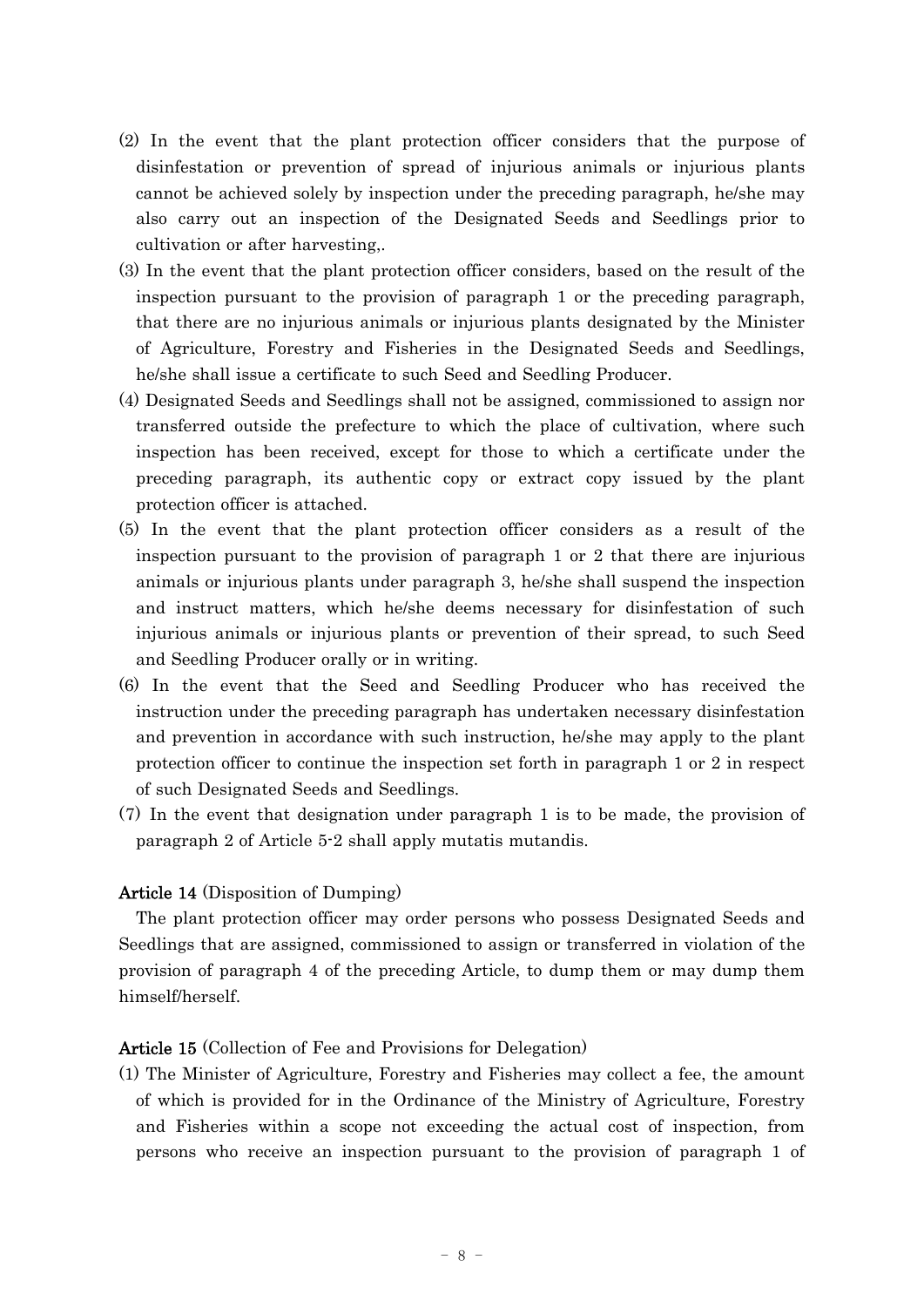(2) In the event that the plant protection officer considers that the purpose of disinfestation or prevention of spread of injurious animals or injurious plants cannot be achieved solely by inspection under the preceding paragraph, he/she may also carry out an inspection of the Designated Seeds and Seedlings prior to cultivation or after harvesting,.

(3) In the event that the plant protection officer considers, based on the result of the inspection pursuant to the provision of paragraph 1 or the preceding paragraph, that there are no injurious animals or injurious plants designated by the Minister of Agriculture, Forestry and Fisheries in the Designated Seeds and Seedlings, he/she shall issue a certificate to such Seed and Seedling Producer.

(4) Designated Seeds and Seedlings shall not be assigned, commissioned to assign nor transferred outside the prefecture to which the place of cultivation, where such inspection has been received, except for those to which a certificate under the preceding paragraph, its authentic copy or extract copy issued by the plant protection officer is attached.

(5) In the event that the plant protection officer considers as a result of the inspection pursuant to the provision of paragraph 1 or 2 that there are injurious animals or injurious plants under paragraph 3, he/she shall suspend the inspection and instruct matters, which he/she deems necessary for disinfestation of such injurious animals or injurious plants or prevention of their spread, to such Seed and Seedling Producer orally or in writing.

(6) In the event that the Seed and Seedling Producer who has received the instruction under the preceding paragraph has undertaken necessary disinfestation and prevention in accordance with such instruction, he/she may apply to the plant protection officer to continue the inspection set forth in paragraph 1 or 2 in respect of such Designated Seeds and Seedlings.

(7) In the event that designation under paragraph 1 is to be made, the provision of paragraph 2 of Article 5-2 shall apply mutatis mutandis.

**Article 14** (Disposition of Dumping)

The plant protection officer may order persons who possess Designated Seeds and Seedlings that are assigned, commissioned to assign or transferred in violation of the provision of paragraph 4 of the preceding Article, to dump them or may dump them himself/herself.

**Article 15** (Collection of Fee and Provisions for Delegation)

(1) The Minister of Agriculture, Forestry and Fisheries may collect a fee, the amount of which is provided for in the Ordinance of the Ministry of Agriculture, Forestry and Fisheries within a scope not exceeding the actual cost of inspection, from persons who receive an inspection pursuant to the provision of paragraph 1 of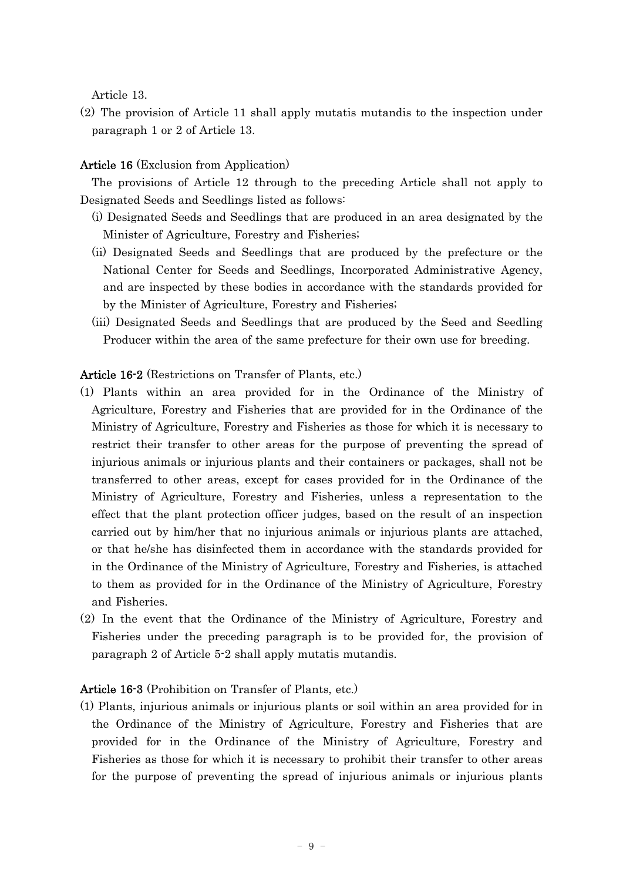Article 13.

(2) The provision of Article 11 shall apply mutatis mutandis to the inspection under paragraph 1 or 2 of Article 13.

**Article 16** (Exclusion from Application)

The provisions of Article 12 through to the preceding Article shall not apply to Designated Seeds and Seedlings listed as follows:

(i) Designated Seeds and Seedlings that are produced in an area designated by the Minister of Agriculture, Forestry and Fisheries;

(ii) Designated Seeds and Seedlings that are produced by the prefecture or the National Center for Seeds and Seedlings, Incorporated Administrative Agency, and are inspected by these bodies in accordance with the standards provided for by the Minister of Agriculture, Forestry and Fisheries;

(iii) Designated Seeds and Seedlings that are produced by the Seed and Seedling Producer within the area of the same prefecture for their own use for breeding.

**Article 16-2** (Restrictions on Transfer of Plants, etc.)

(1) Plants within an area provided for in the Ordinance of the Ministry of Agriculture, Forestry and Fisheries that are provided for in the Ordinance of the Ministry of Agriculture, Forestry and Fisheries as those for which it is necessary to restrict their transfer to other areas for the purpose of preventing the spread of injurious animals or injurious plants and their containers or packages, shall not be transferred to other areas, except for cases provided for in the Ordinance of the Ministry of Agriculture, Forestry and Fisheries, unless a representation to the effect that the plant protection officer judges, based on the result of an inspection carried out by him/her that no injurious animals or injurious plants are attached, or that he/she has disinfected them in accordance with the standards provided for in the Ordinance of the Ministry of Agriculture, Forestry and Fisheries, is attached to them as provided for in the Ordinance of the Ministry of Agriculture, Forestry and Fisheries.

(2) In the event that the Ordinance of the Ministry of Agriculture, Forestry and Fisheries under the preceding paragraph is to be provided for, the provision of paragraph 2 of Article 5-2 shall apply mutatis mutandis.

**Article 16-3** (Prohibition on Transfer of Plants, etc.)

(1) Plants, injurious animals or injurious plants or soil within an area provided for in the Ordinance of the Ministry of Agriculture, Forestry and Fisheries that are provided for in the Ordinance of the Ministry of Agriculture, Forestry and Fisheries as those for which it is necessary to prohibit their transfer to other areas for the purpose of preventing the spread of injurious animals or injurious plants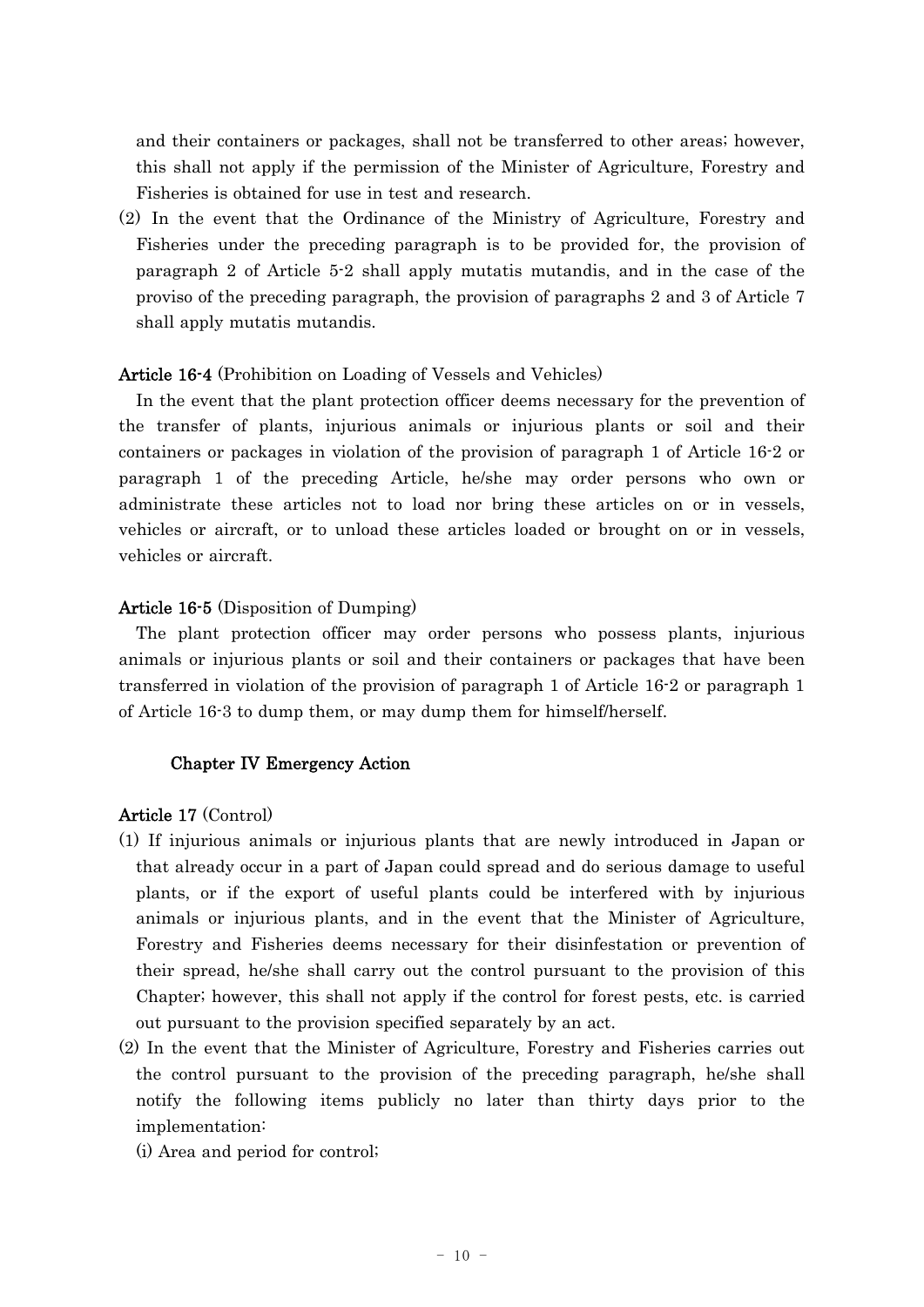and their containers or packages, shall not be transferred to other areas; however, this shall not apply if the permission of the Minister of Agriculture, Forestry and Fisheries is obtained for use in test and research.

(2) In the event that the Ordinance of the Ministry of Agriculture, Forestry and Fisheries under the preceding paragraph is to be provided for, the provision of paragraph 2 of Article 5-2 shall apply mutatis mutandis, and in the case of the proviso of the preceding paragraph, the provision of paragraphs 2 and 3 of Article 7 shall apply mutatis mutandis.

**Article 16-4** (Prohibition on Loading of Vessels and Vehicles)

In the event that the plant protection officer deems necessary for the prevention of the transfer of plants, injurious animals or injurious plants or soil and their containers or packages in violation of the provision of paragraph 1 of Article 16-2 or paragraph 1 of the preceding Article, he/she may order persons who own or administrate these articles not to load nor bring these articles on or in vessels, vehicles or aircraft, or to unload these articles loaded or brought on or in vessels, vehicles or aircraft.

**Article 16-5** (Disposition of Dumping)

The plant protection officer may order persons who possess plants, injurious animals or injurious plants or soil and their containers or packages that have been transferred in violation of the provision of paragraph 1 of Article 16-2 or paragraph 1 of Article 16-3 to dump them, or may dump them for himself/herself.

## Chapter IV Emergency Action

**Article 17** (Control)

(1) If injurious animals or injurious plants that are newly introduced in Japan or that already occur in a part of Japan could spread and do serious damage to useful plants, or if the export of useful plants could be interfered with by injurious animals or injurious plants, and in the event that the Minister of Agriculture, Forestry and Fisheries deems necessary for their disinfestation or prevention of their spread, he/she shall carry out the control pursuant to the provision of this Chapter; however, this shall not apply if the control for forest pests, etc. is carried out pursuant to the provision specified separately by an act.

(2) In the event that the Minister of Agriculture, Forestry and Fisheries carries out the control pursuant to the provision of the preceding paragraph, he/she shall notify the following items publicly no later than thirty days prior to the implementation:

(i) Area and period for control;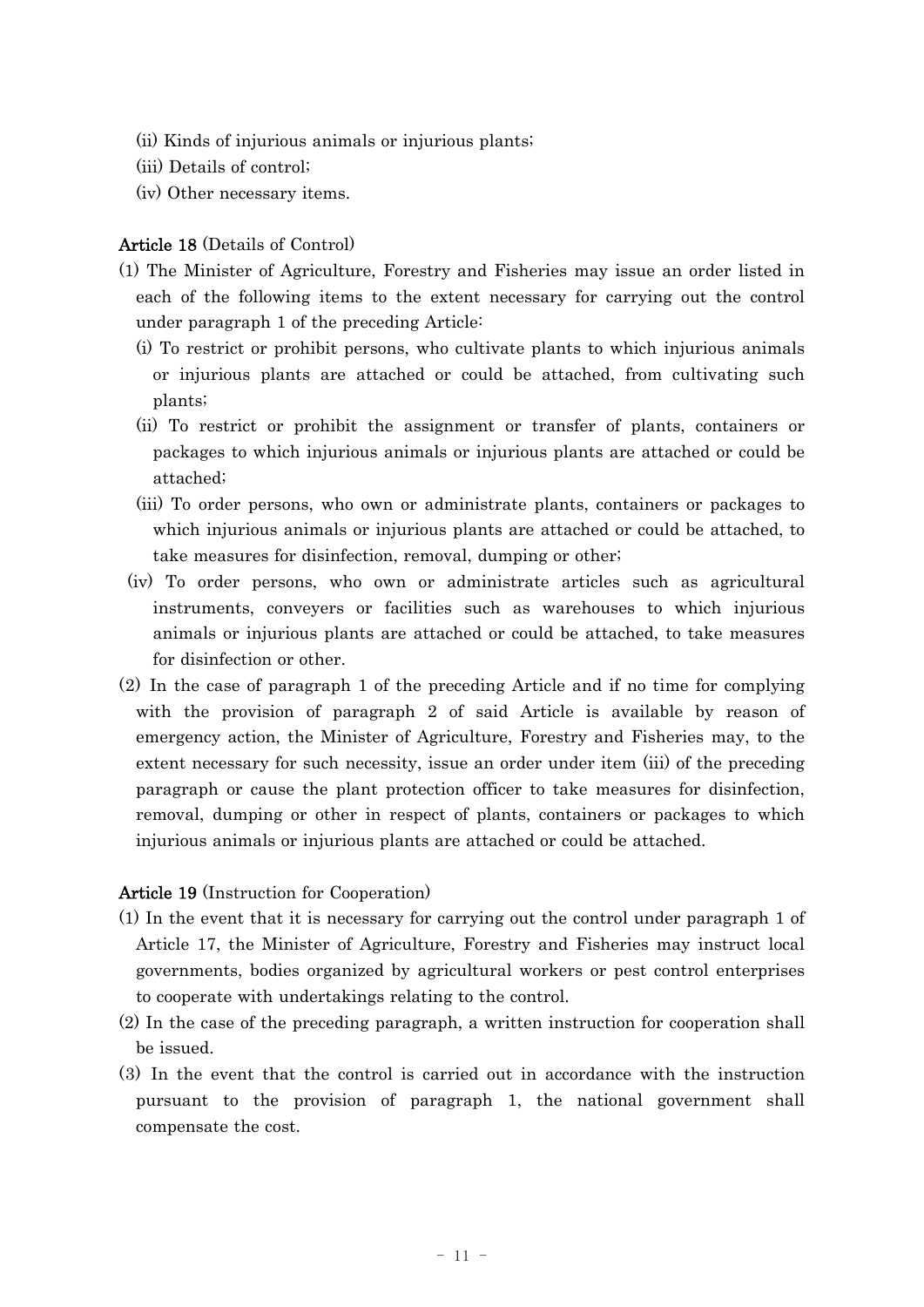(ii) Kinds of injurious animals or injurious plants;

(iii) Details of control;

(iv) Other necessary items.

**Article 18** (Details of Control)

(1) The Minister of Agriculture, Forestry and Fisheries may issue an order listed in each of the following items to the extent necessary for carrying out the control under paragraph 1 of the preceding Article:

(i) To restrict or prohibit persons, who cultivate plants to which injurious animals or injurious plants are attached or could be attached, from cultivating such plants;

(ii) To restrict or prohibit the assignment or transfer of plants, containers or packages to which injurious animals or injurious plants are attached or could be attached;

(iii) To order persons, who own or administrate plants, containers or packages to which injurious animals or injurious plants are attached or could be attached, to take measures for disinfection, removal, dumping or other;

(iv) To order persons, who own or administrate articles such as agricultural instruments, conveyers or facilities such as warehouses to which injurious animals or injurious plants are attached or could be attached, to take measures for disinfection or other.

(2) In the case of paragraph 1 of the preceding Article and if no time for complying with the provision of paragraph 2 of said Article is available by reason of emergency action, the Minister of Agriculture, Forestry and Fisheries may, to the extent necessary for such necessity, issue an order under item (iii) of the preceding paragraph or cause the plant protection officer to take measures for disinfection, removal, dumping or other in respect of plants, containers or packages to which injurious animals or injurious plants are attached or could be attached.

**Article 19** (Instruction for Cooperation)

(1) In the event that it is necessary for carrying out the control under paragraph 1 of Article 17, the Minister of Agriculture, Forestry and Fisheries may instruct local governments, bodies organized by agricultural workers or pest control enterprises to cooperate with undertakings relating to the control.

(2) In the case of the preceding paragraph, a written instruction for cooperation shall be issued.

(3) In the event that the control is carried out in accordance with the instruction pursuant to the provision of paragraph 1, the national government shall compensate the cost.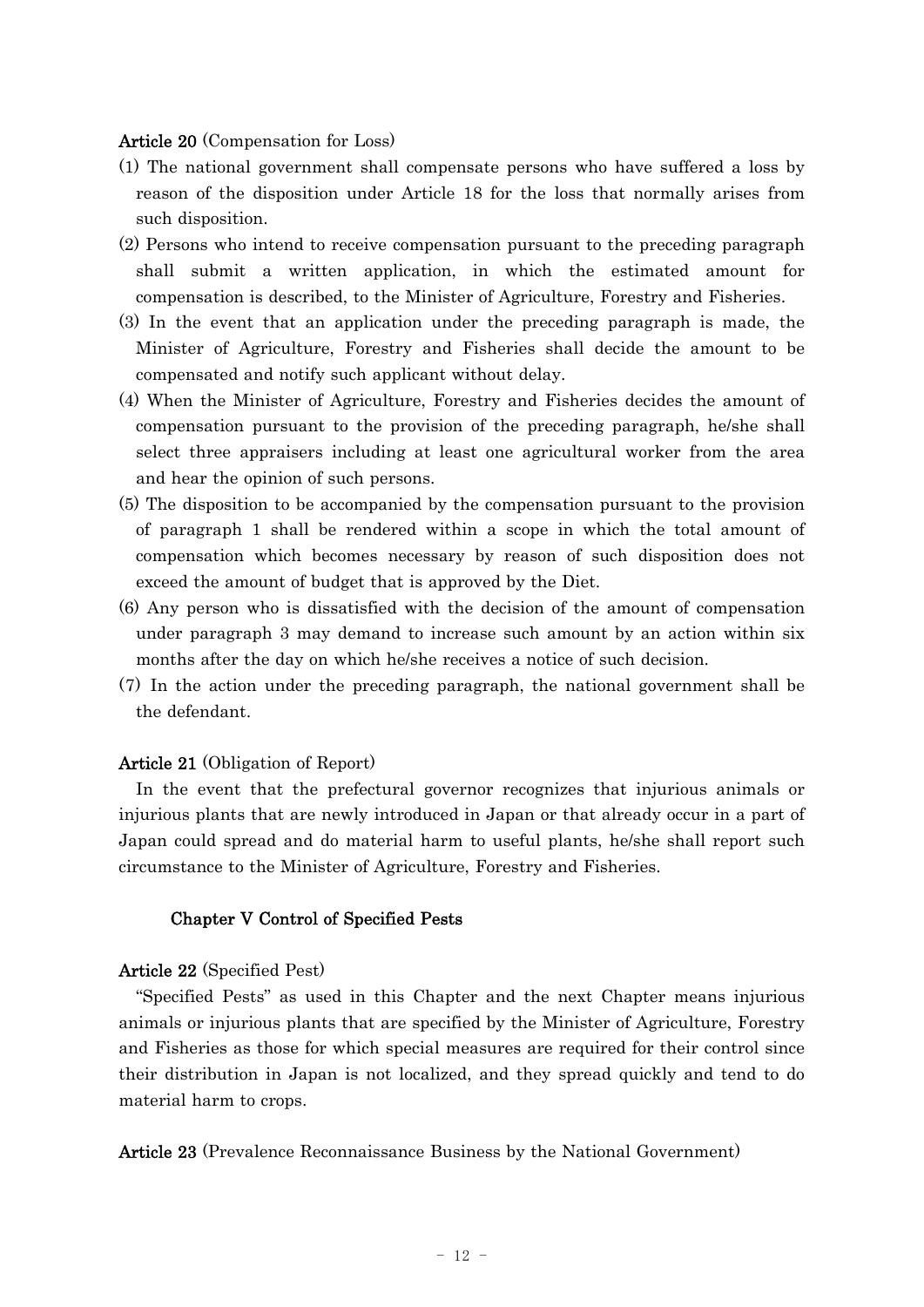**Article 20** (Compensation for Loss)

(1) The national government shall compensate persons who have suffered a loss by reason of the disposition under Article 18 for the loss that normally arises from such disposition.

(2) Persons who intend to receive compensation pursuant to the preceding paragraph shall submit a written application, in which the estimated amount for compensation is described, to the Minister of Agriculture, Forestry and Fisheries.

(3) In the event that an application under the preceding paragraph is made, the Minister of Agriculture, Forestry and Fisheries shall decide the amount to be compensated and notify such applicant without delay.

(4) When the Minister of Agriculture, Forestry and Fisheries decides the amount of compensation pursuant to the provision of the preceding paragraph, he/she shall select three appraisers including at least one agricultural worker from the area and hear the opinion of such persons.

(5) The disposition to be accompanied by the compensation pursuant to the provision of paragraph 1 shall be rendered within a scope in which the total amount of compensation which becomes necessary by reason of such disposition does not exceed the amount of budget that is approved by the Diet.

(6) Any person who is dissatisfied with the decision of the amount of compensation under paragraph 3 may demand to increase such amount by an action within six months after the day on which he/she receives a notice of such decision.

(7) In the action under the preceding paragraph, the national government shall be the defendant.

**Article 21** (Obligation of Report)

In the event that the prefectural governor recognizes that injurious animals or injurious plants that are newly introduced in Japan or that already occur in a part of Japan could spread and do material harm to useful plants, he/she shall report such circumstance to the Minister of Agriculture, Forestry and Fisheries.

## Chapter V Control of Specified Pests

**Article 22** (Specified Pest)

"Specified Pests" as used in this Chapter and the next Chapter means injurious animals or injurious plants that are specified by the Minister of Agriculture, Forestry and Fisheries as those for which special measures are required for their control since their distribution in Japan is not localized, and they spread quickly and tend to do material harm to crops.

**Article 23** (Prevalence Reconnaissance Business by the National Government)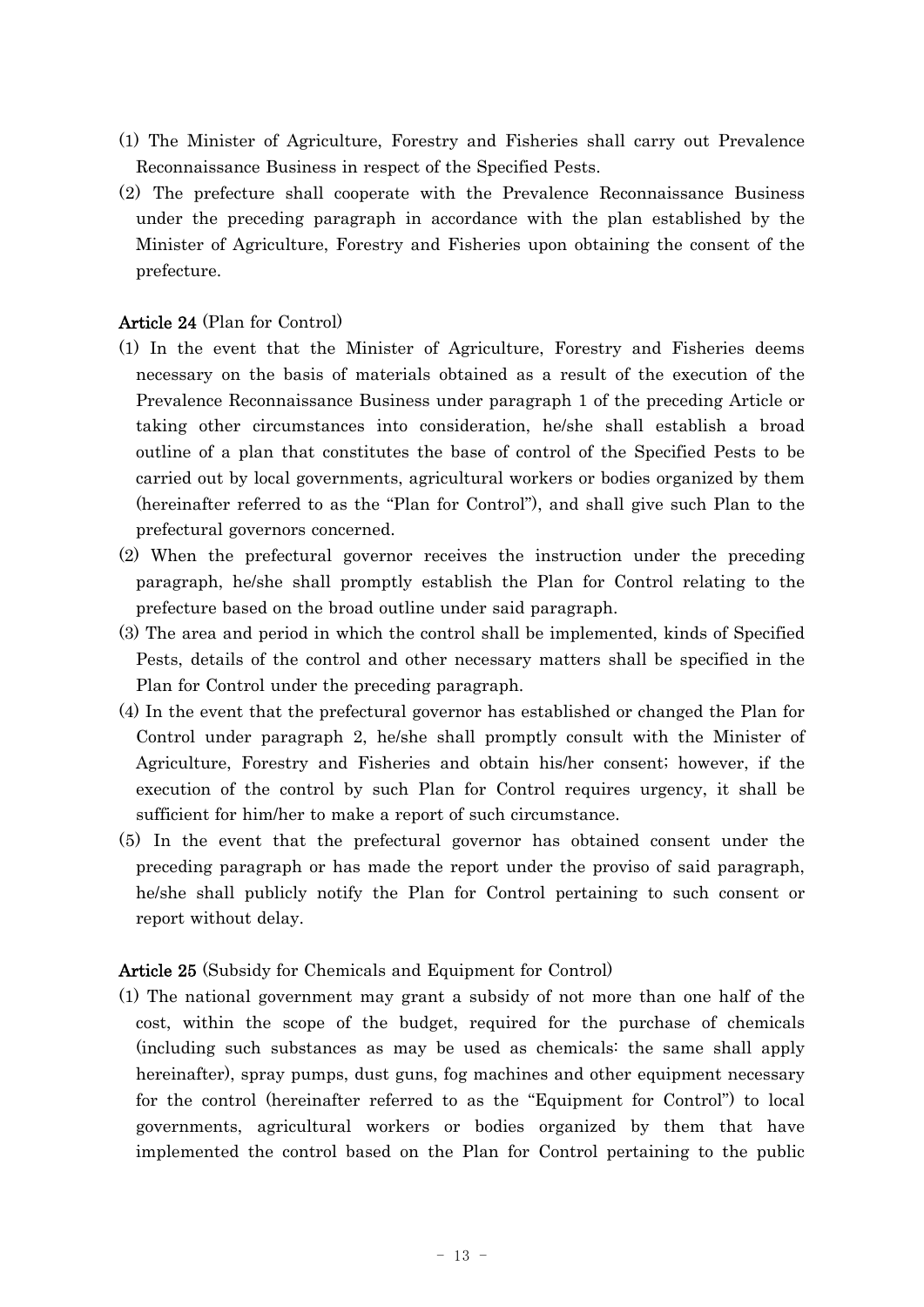(1) The Minister of Agriculture, Forestry and Fisheries shall carry out Prevalence Reconnaissance Business in respect of the Specified Pests.

(2) The prefecture shall cooperate with the Prevalence Reconnaissance Business under the preceding paragraph in accordance with the plan established by the Minister of Agriculture, Forestry and Fisheries upon obtaining the consent of the prefecture.

**Article 24** (Plan for Control)

(1) In the event that the Minister of Agriculture, Forestry and Fisheries deems necessary on the basis of materials obtained as a result of the execution of the Prevalence Reconnaissance Business under paragraph 1 of the preceding Article or taking other circumstances into consideration, he/she shall establish a broad outline of a plan that constitutes the base of control of the Specified Pests to be carried out by local governments, agricultural workers or bodies organized by them (hereinafter referred to as the "Plan for Control"), and shall give such Plan to the prefectural governors concerned.

(2) When the prefectural governor receives the instruction under the preceding paragraph, he/she shall promptly establish the Plan for Control relating to the prefecture based on the broad outline under said paragraph.

(3) The area and period in which the control shall be implemented, kinds of Specified Pests, details of the control and other necessary matters shall be specified in the Plan for Control under the preceding paragraph.

(4) In the event that the prefectural governor has established or changed the Plan for Control under paragraph 2, he/she shall promptly consult with the Minister of Agriculture, Forestry and Fisheries and obtain his/her consent; however, if the execution of the control by such Plan for Control requires urgency, it shall be sufficient for him/her to make a report of such circumstance.

(5) In the event that the prefectural governor has obtained consent under the preceding paragraph or has made the report under the proviso of said paragraph, he/she shall publicly notify the Plan for Control pertaining to such consent or report without delay.

**Article 25** (Subsidy for Chemicals and Equipment for Control)

(1) The national government may grant a subsidy of not more than one half of the cost, within the scope of the budget, required for the purchase of chemicals (including such substances as may be used as chemicals: the same shall apply hereinafter), spray pumps, dust guns, fog machines and other equipment necessary for the control (hereinafter referred to as the "Equipment for Control") to local governments, agricultural workers or bodies organized by them that have implemented the control based on the Plan for Control pertaining to the public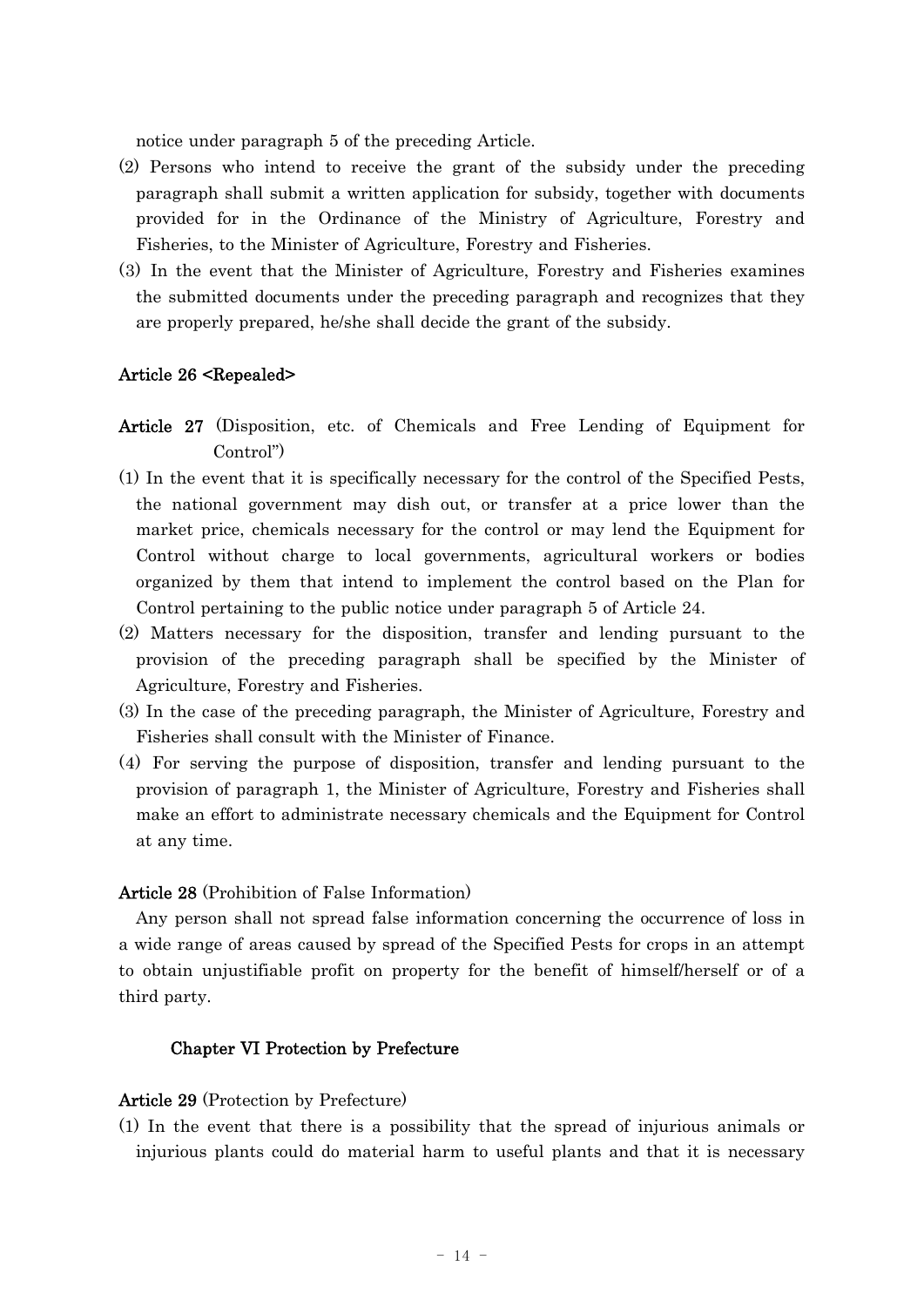notice under paragraph 5 of the preceding Article.

(2) Persons who intend to receive the grant of the subsidy under the preceding paragraph shall submit a written application for subsidy, together with documents provided for in the Ordinance of the Ministry of Agriculture, Forestry and Fisheries, to the Minister of Agriculture, Forestry and Fisheries.

(3) In the event that the Minister of Agriculture, Forestry and Fisheries examines the submitted documents under the preceding paragraph and recognizes that they are properly prepared, he/she shall decide the grant of the subsidy.

**Article 26** <Repealed>

**Article 27** (Disposition, etc. of Chemicals and Free Lending of Equipment for Control")

(1) In the event that it is specifically necessary for the control of the Specified Pests, the national government may dish out, or transfer at a price lower than the market price, chemicals necessary for the control or may lend the Equipment for Control without charge to local governments, agricultural workers or bodies organized by them that intend to implement the control based on the Plan for Control pertaining to the public notice under paragraph 5 of Article 24.

(2) Matters necessary for the disposition, transfer and lending pursuant to the provision of the preceding paragraph shall be specified by the Minister of Agriculture, Forestry and Fisheries.

(3) In the case of the preceding paragraph, the Minister of Agriculture, Forestry and Fisheries shall consult with the Minister of Finance.

(4) For serving the purpose of disposition, transfer and lending pursuant to the provision of paragraph 1, the Minister of Agriculture, Forestry and Fisheries shall make an effort to administrate necessary chemicals and the Equipment for Control at any time.

**Article 28** (Prohibition of False Information)

Any person shall not spread false information concerning the occurrence of loss in a wide range of areas caused by spread of the Specified Pests for crops in an attempt to obtain unjustifiable profit on property for the benefit of himself/herself or of a third party.

## Chapter VI Protection by Prefecture

**Article 29** (Protection by Prefecture)

(1) In the event that there is a possibility that the spread of injurious animals or injurious plants could do material harm to useful plants and that it is necessary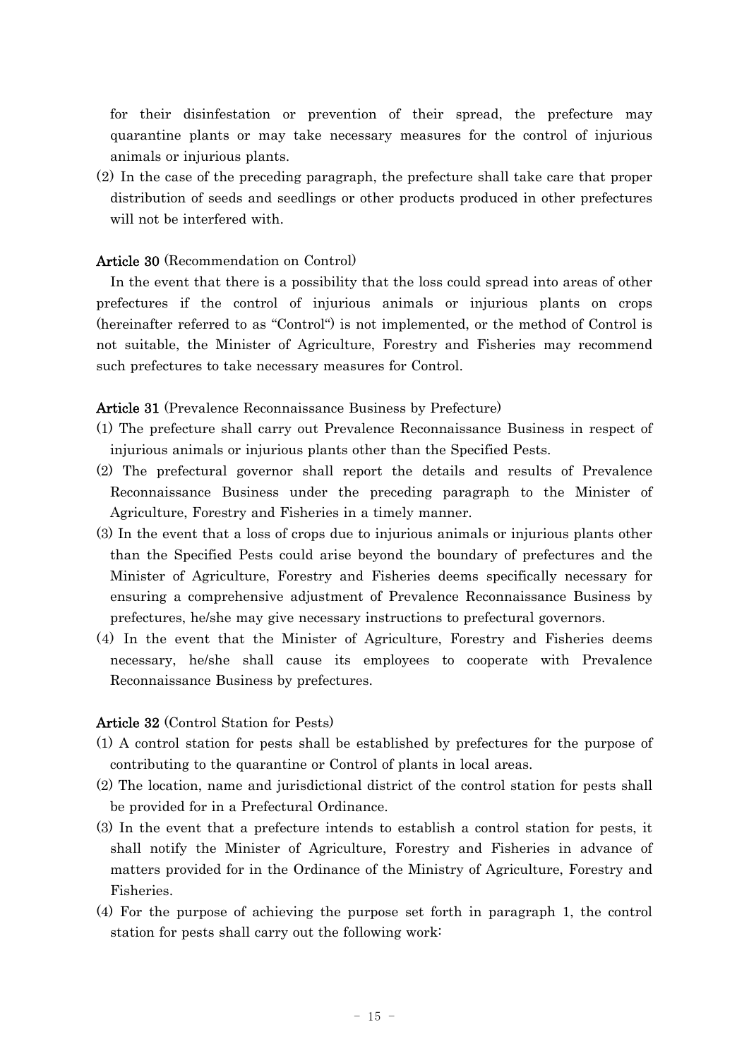for their disinfestation or prevention of their spread, the prefecture may quarantine plants or may take necessary measures for the control of injurious animals or injurious plants.

(2) In the case of the preceding paragraph, the prefecture shall take care that proper distribution of seeds and seedlings or other products produced in other prefectures will not be interfered with.

**Article 30** (Recommendation on Control)

In the event that there is a possibility that the loss could spread into areas of other prefectures if the control of injurious animals or injurious plants on crops (hereinafter referred to as "Control") is not implemented, or the method of Control is not suitable, the Minister of Agriculture, Forestry and Fisheries may recommend such prefectures to take necessary measures for Control.

**Article 31** (Prevalence Reconnaissance Business by Prefecture)

(1) The prefecture shall carry out Prevalence Reconnaissance Business in respect of injurious animals or injurious plants other than the Specified Pests.

(2) The prefectural governor shall report the details and results of Prevalence Reconnaissance Business under the preceding paragraph to the Minister of Agriculture, Forestry and Fisheries in a timely manner.

(3) In the event that a loss of crops due to injurious animals or injurious plants other than the Specified Pests could arise beyond the boundary of prefectures and the Minister of Agriculture, Forestry and Fisheries deems specifically necessary for ensuring a comprehensive adjustment of Prevalence Reconnaissance Business by prefectures, he/she may give necessary instructions to prefectural governors.

(4) In the event that the Minister of Agriculture, Forestry and Fisheries deems necessary, he/she shall cause its employees to cooperate with Prevalence Reconnaissance Business by prefectures.

**Article 32** (Control Station for Pests)

(1) A control station for pests shall be established by prefectures for the purpose of contributing to the quarantine or Control of plants in local areas.

(2) The location, name and jurisdictional district of the control station for pests shall be provided for in a Prefectural Ordinance.

(3) In the event that a prefecture intends to establish a control station for pests, it shall notify the Minister of Agriculture, Forestry and Fisheries in advance of matters provided for in the Ordinance of the Ministry of Agriculture, Forestry and Fisheries.

(4) For the purpose of achieving the purpose set forth in paragraph 1, the control station for pests shall carry out the following work: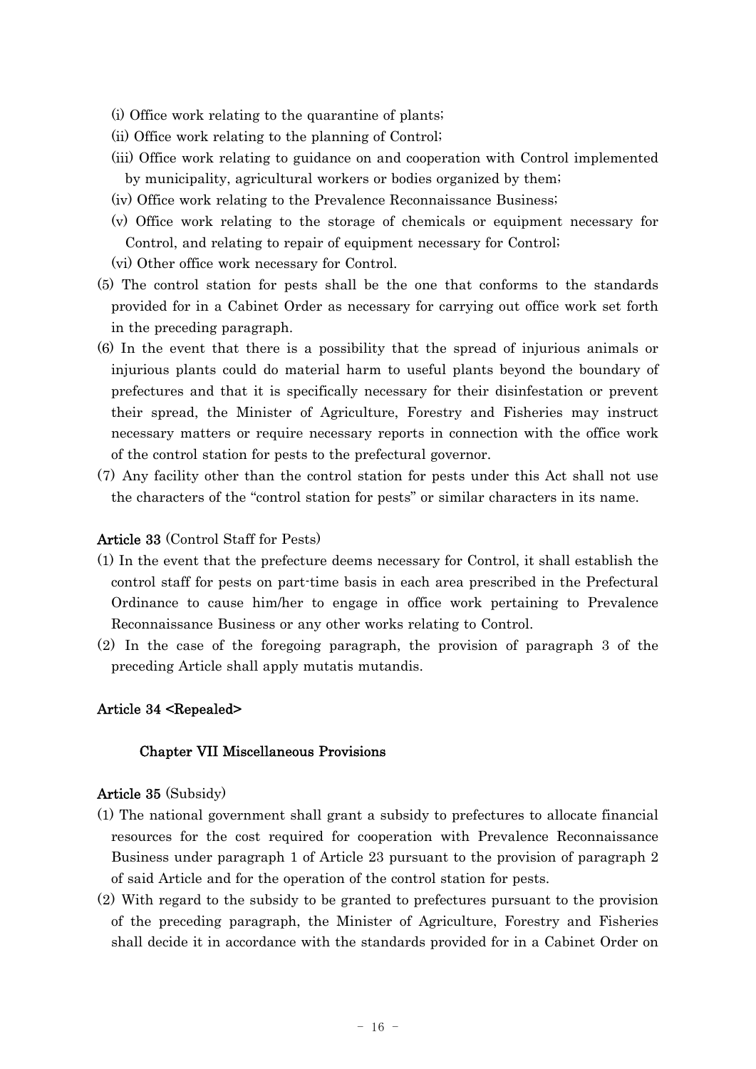(i) Office work relating to the quarantine of plants;

(ii) Office work relating to the planning of Control;

(iii) Office work relating to guidance on and cooperation with Control implemented by municipality, agricultural workers or bodies organized by them;

(iv) Office work relating to the Prevalence Reconnaissance Business;

(v) Office work relating to the storage of chemicals or equipment necessary for Control, and relating to repair of equipment necessary for Control;

(vi) Other office work necessary for Control.

(5) The control station for pests shall be the one that conforms to the standards provided for in a Cabinet Order as necessary for carrying out office work set forth in the preceding paragraph.

(6) In the event that there is a possibility that the spread of injurious animals or injurious plants could do material harm to useful plants beyond the boundary of prefectures and that it is specifically necessary for their disinfestation or prevent their spread, the Minister of Agriculture, Forestry and Fisheries may instruct necessary matters or require necessary reports in connection with the office work of the control station for pests to the prefectural governor.

(7) Any facility other than the control station for pests under this Act shall not use the characters of the "control station for pests" or similar characters in its name.

**Article 33** (Control Staff for Pests)

(1) In the event that the prefecture deems necessary for Control, it shall establish the control staff for pests on part-time basis in each area prescribed in the Prefectural Ordinance to cause him/her to engage in office work pertaining to Prevalence Reconnaissance Business or any other works relating to Control.

(2) In the case of the foregoing paragraph, the provision of paragraph 3 of the preceding Article shall apply mutatis mutandis.

**Article 34 <Repealed>**

## Chapter VII Miscellaneous Provisions

**Article 35** (Subsidy)

(1) The national government shall grant a subsidy to prefectures to allocate financial resources for the cost required for cooperation with Prevalence Reconnaissance Business under paragraph 1 of Article 23 pursuant to the provision of paragraph 2 of said Article and for the operation of the control station for pests.

(2) With regard to the subsidy to be granted to prefectures pursuant to the provision of the preceding paragraph, the Minister of Agriculture, Forestry and Fisheries shall decide it in accordance with the standards provided for in a Cabinet Order on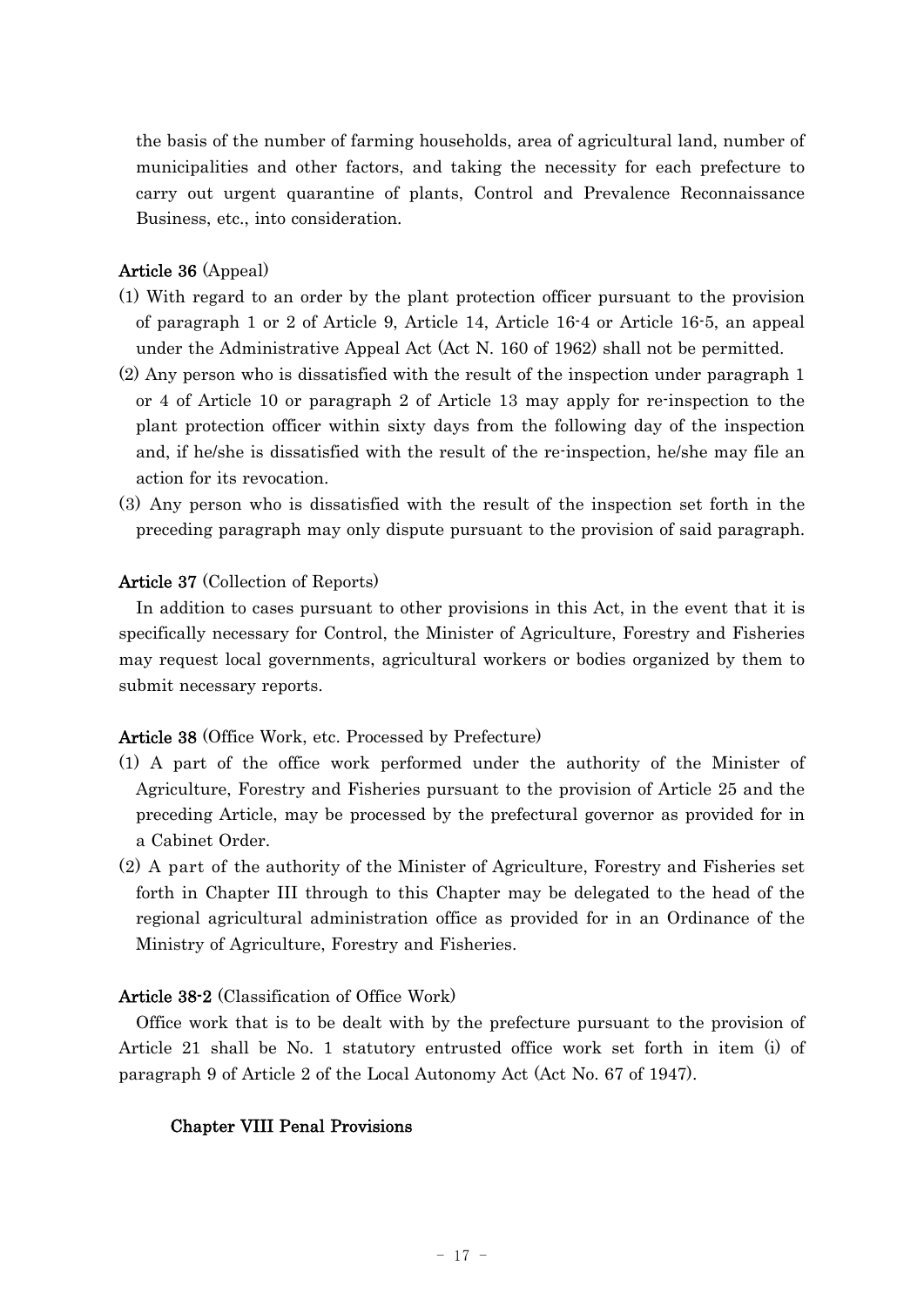the basis of the number of farming households, area of agricultural land, number of municipalities and other factors, and taking the necessity for each prefecture to carry out urgent quarantine of plants, Control and Prevalence Reconnaissance Business, etc., into consideration.

**Article 36** (Appeal)

(1) With regard to an order by the plant protection officer pursuant to the provision of paragraph 1 or 2 of Article 9, Article 14, Article 16-4 or Article 16-5, an appeal under the Administrative Appeal Act (Act N. 160 of 1962) shall not be permitted.

(2) Any person who is dissatisfied with the result of the inspection under paragraph 1 or 4 of Article 10 or paragraph 2 of Article 13 may apply for re-inspection to the plant protection officer within sixty days from the following day of the inspection and, if he/she is dissatisfied with the result of the re-inspection, he/she may file an action for its revocation.

(3) Any person who is dissatisfied with the result of the inspection set forth in the preceding paragraph may only dispute pursuant to the provision of said paragraph.

**Article 37** (Collection of Reports)

In addition to cases pursuant to other provisions in this Act, in the event that it is specifically necessary for Control, the Minister of Agriculture, Forestry and Fisheries may request local governments, agricultural workers or bodies organized by them to submit necessary reports.

**Article 38** (Office Work, etc. Processed by Prefecture)

(1) A part of the office work performed under the authority of the Minister of Agriculture, Forestry and Fisheries pursuant to the provision of Article 25 and the preceding Article, may be processed by the prefectural governor as provided for in a Cabinet Order.

(2) A part of the authority of the Minister of Agriculture, Forestry and Fisheries set forth in Chapter III through to this Chapter may be delegated to the head of the regional agricultural administration office as provided for in an Ordinance of the Ministry of Agriculture, Forestry and Fisheries.

**Article 38-2** (Classification of Office Work)

Office work that is to be dealt with by the prefecture pursuant to the provision of Article 21 shall be No. 1 statutory entrusted office work set forth in item (i) of paragraph 9 of Article 2 of the Local Autonomy Act (Act No. 67 of 1947).

## Chapter VIII Penal Provisions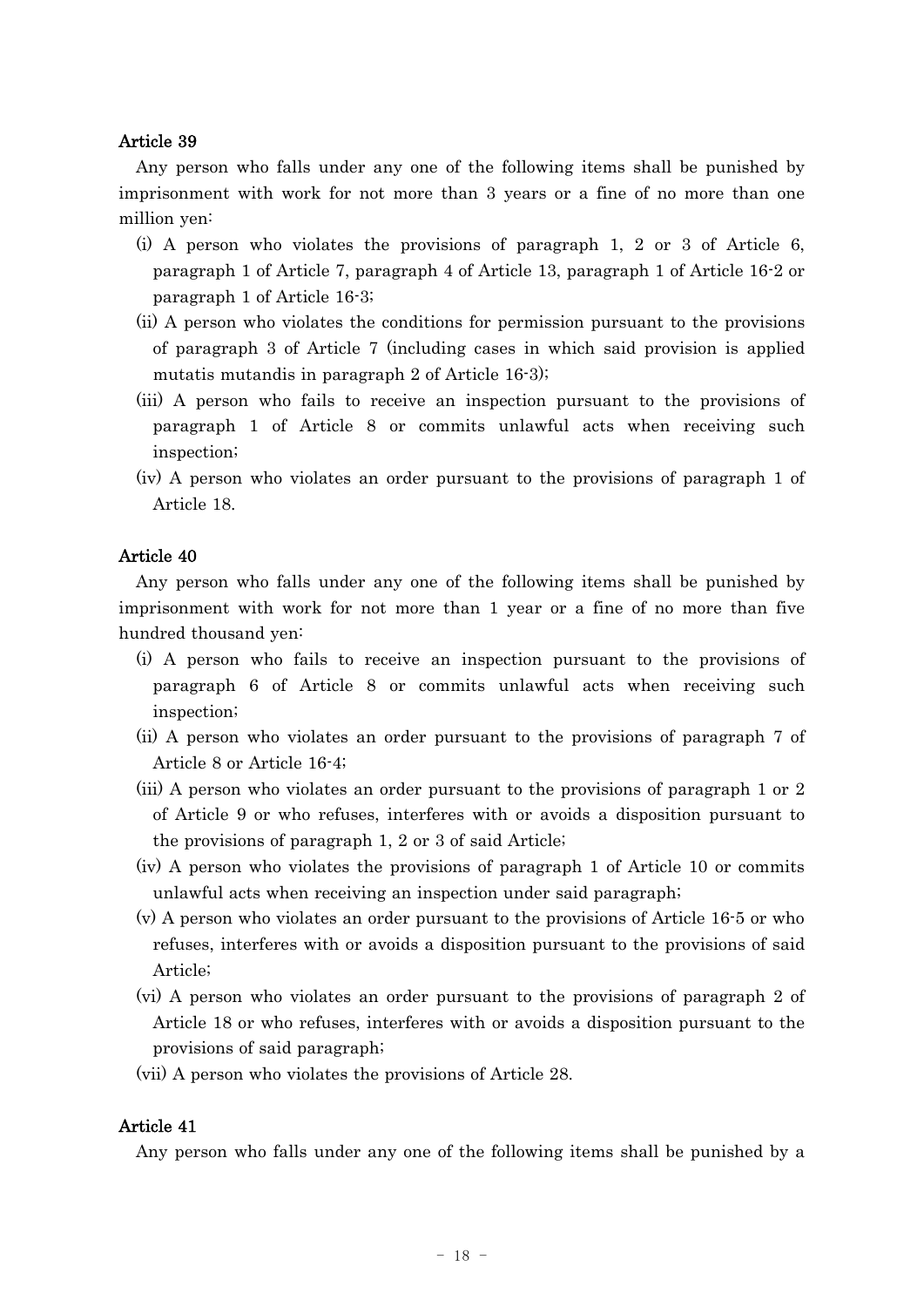### Article 39

Any person who falls under any one of the following items shall be punished by imprisonment with work for not more than 3 years or a fine of no more than one million yen:

(i) A person who violates the provisions of paragraph 1, 2 or 3 of Article 6, paragraph 1 of Article 7, paragraph 4 of Article 13, paragraph 1 of Article 16-2 or paragraph 1 of Article 16-3;

(ii) A person who violates the conditions for permission pursuant to the provisions of paragraph 3 of Article 7 (including cases in which said provision is applied mutatis mutandis in paragraph 2 of Article 16-3);

(iii) A person who fails to receive an inspection pursuant to the provisions of paragraph 1 of Article 8 or commits unlawful acts when receiving such inspection;

(iv) A person who violates an order pursuant to the provisions of paragraph 1 of Article 18.

### Article 40

Any person who falls under any one of the following items shall be punished by imprisonment with work for not more than 1 year or a fine of no more than five hundred thousand yen:

(i) A person who fails to receive an inspection pursuant to the provisions of paragraph 6 of Article 8 or commits unlawful acts when receiving such inspection;

(ii) A person who violates an order pursuant to the provisions of paragraph 7 of Article 8 or Article 16-4;

(iii) A person who violates an order pursuant to the provisions of paragraph 1 or 2 of Article 9 or who refuses, interferes with or avoids a disposition pursuant to the provisions of paragraph 1, 2 or 3 of said Article;

(iv) A person who violates the provisions of paragraph 1 of Article 10 or commits unlawful acts when receiving an inspection under said paragraph;

(v) A person who violates an order pursuant to the provisions of Article 16-5 or who refuses, interferes with or avoids a disposition pursuant to the provisions of said Article;

(vi) A person who violates an order pursuant to the provisions of paragraph 2 of Article 18 or who refuses, interferes with or avoids a disposition pursuant to the provisions of said paragraph;

(vii) A person who violates the provisions of Article 28.

### Article 41

Any person who falls under any one of the following items shall be punished by a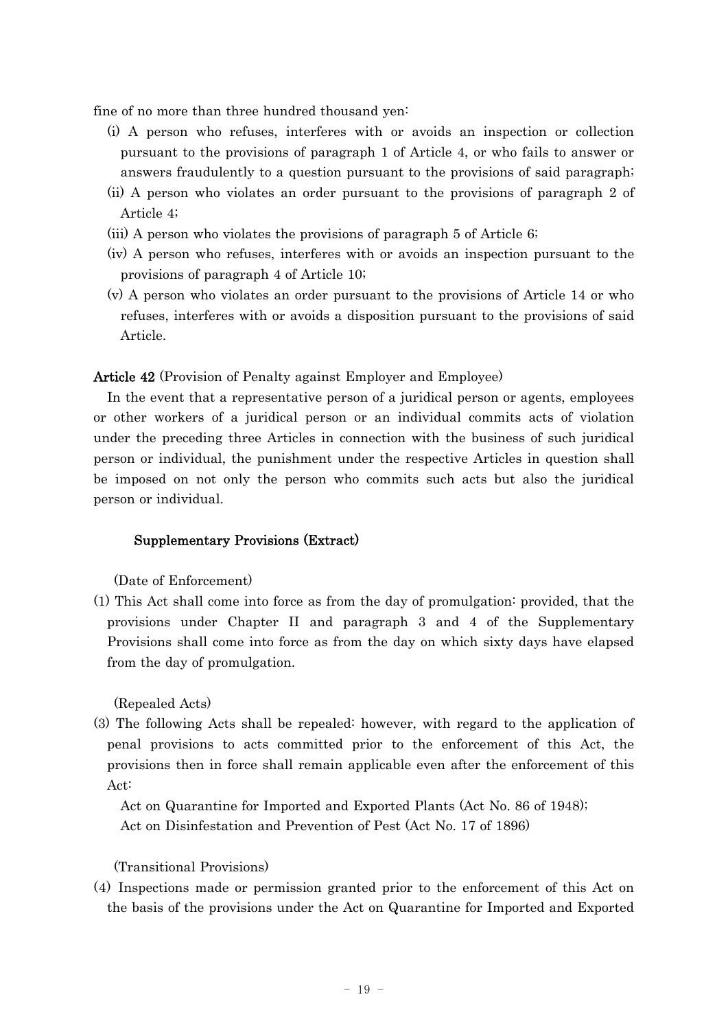fine of no more than three hundred thousand yen:

- (i) A person who refuses, interferes with or avoids an inspection or collection pursuant to the provisions of paragraph 1 of Article 4, or who fails to answer or answers fraudulently to a question pursuant to the provisions of said paragraph;
- (ii) A person who violates an order pursuant to the provisions of paragraph 2 of Article 4;
- (iii) A person who violates the provisions of paragraph 5 of Article 6;
- (iv) A person who refuses, interferes with or avoids an inspection pursuant to the provisions of paragraph 4 of Article 10;
- (v) A person who violates an order pursuant to the provisions of Article 14 or who refuses, interferes with or avoids a disposition pursuant to the provisions of said Article.

**Article 42** (Provision of Penalty against Employer and Employee)

In the event that a representative person of a juridical person or agents, employees or other workers of a juridical person or an individual commits acts of violation under the preceding three Articles in connection with the business of such juridical person or individual, the punishment under the respective Articles in question shall be imposed on not only the person who commits such acts but also the juridical person or individual.

## Supplementary Provisions (Extract)

(Date of Enforcement)

(1) This Act shall come into force as from the day of promulgation: provided, that the provisions under Chapter II and paragraph 3 and 4 of the Supplementary Provisions shall come into force as from the day on which sixty days have elapsed from the day of promulgation.

(Repealed Acts)

(3) The following Acts shall be repealed: however, with regard to the application of penal provisions to acts committed prior to the enforcement of this Act, the provisions then in force shall remain applicable even after the enforcement of this Act:

Act on Quarantine for Imported and Exported Plants (Act No. 86 of 1948);
Act on Disinfestation and Prevention of Pest (Act No. 17 of 1896)

(Transitional Provisions)

(4) Inspections made or permission granted prior to the enforcement of this Act on the basis of the provisions under the Act on Quarantine for Imported and Exported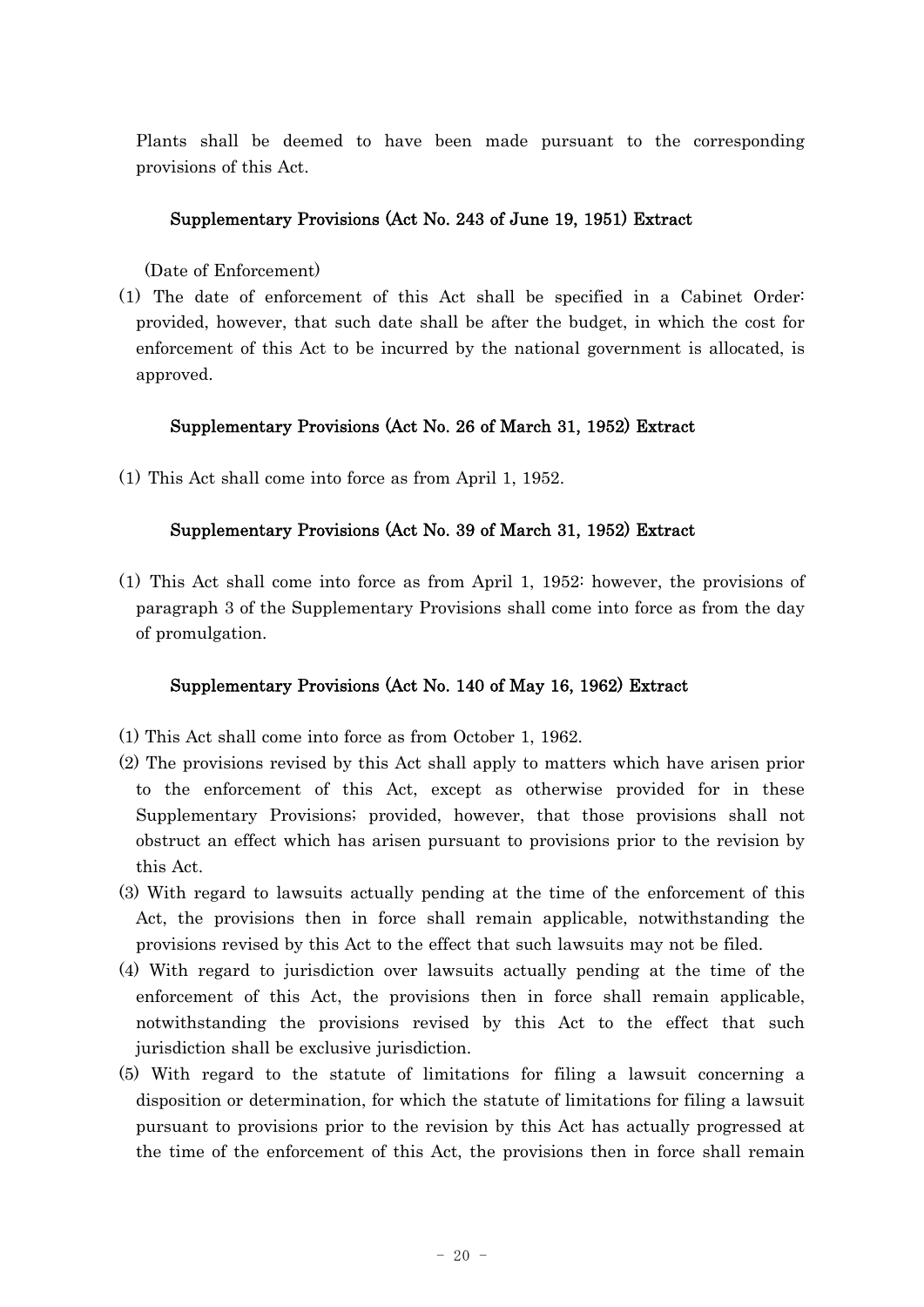Plants shall be deemed to have been made pursuant to the corresponding provisions of this Act.

### Supplementary Provisions (Act No. 243 of June 19, 1951) Extract

(Date of Enforcement)

(1) The date of enforcement of this Act shall be specified in a Cabinet Order: provided, however, that such date shall be after the budget, in which the cost for enforcement of this Act to be incurred by the national government is allocated, is approved.

### Supplementary Provisions (Act No. 26 of March 31, 1952) Extract

(1) This Act shall come into force as from April 1, 1952.

### Supplementary Provisions (Act No. 39 of March 31, 1952) Extract

(1) This Act shall come into force as from April 1, 1952: however, the provisions of paragraph 3 of the Supplementary Provisions shall come into force as from the day of promulgation.

### Supplementary Provisions (Act No. 140 of May 16, 1962) Extract

(1) This Act shall come into force as from October 1, 1962.

(2) The provisions revised by this Act shall apply to matters which have arisen prior to the enforcement of this Act, except as otherwise provided for in these Supplementary Provisions; provided, however, that those provisions shall not obstruct an effect which has arisen pursuant to provisions prior to the revision by this Act.

(3) With regard to lawsuits actually pending at the time of the enforcement of this Act, the provisions then in force shall remain applicable, notwithstanding the provisions revised by this Act to the effect that such lawsuits may not be filed.

(4) With regard to jurisdiction over lawsuits actually pending at the time of the enforcement of this Act, the provisions then in force shall remain applicable, notwithstanding the provisions revised by this Act to the effect that such jurisdiction shall be exclusive jurisdiction.

(5) With regard to the statute of limitations for filing a lawsuit concerning a disposition or determination, for which the statute of limitations for filing a lawsuit pursuant to provisions prior to the revision by this Act has actually progressed at the time of the enforcement of this Act, the provisions then in force shall remain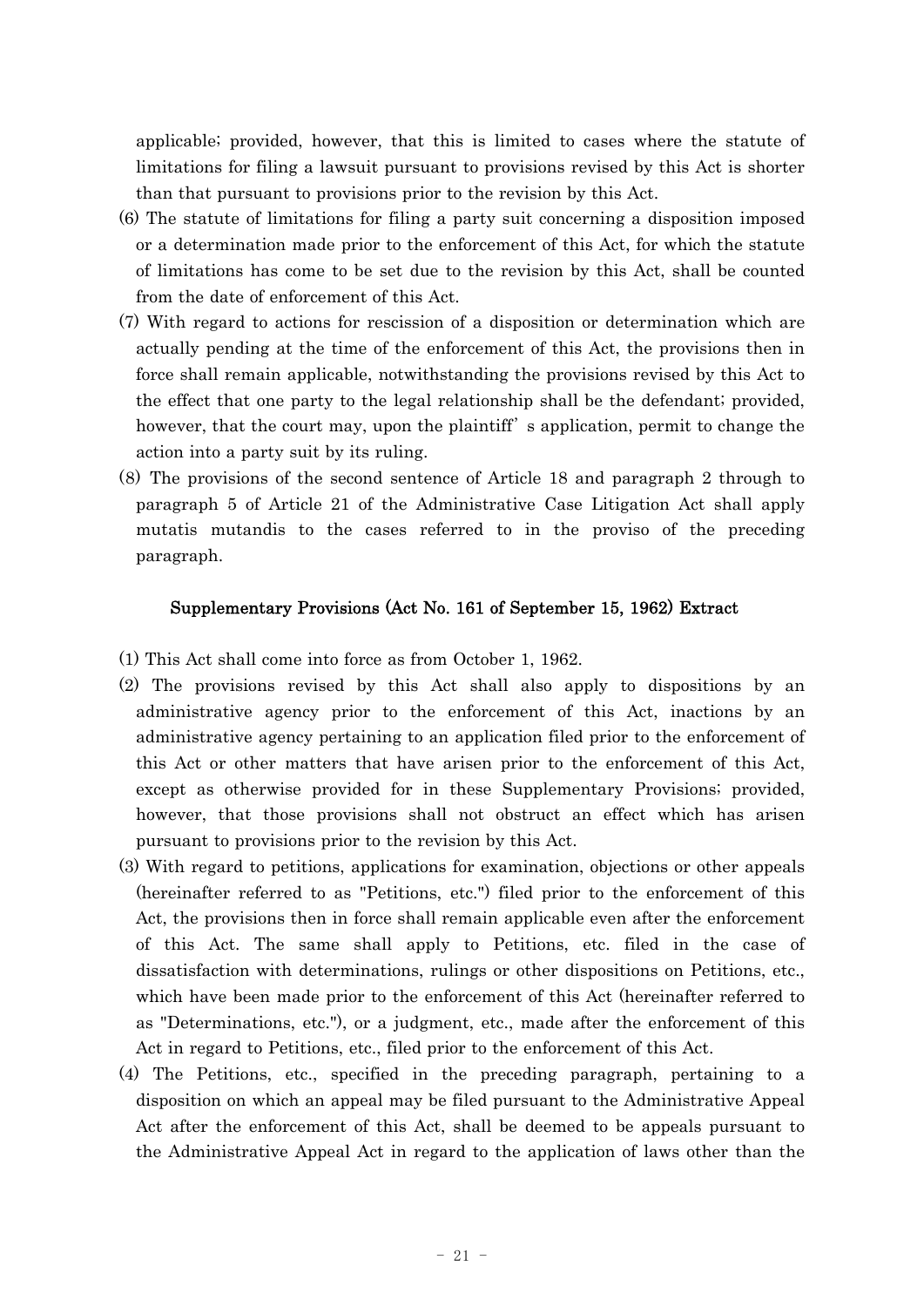applicable; provided, however, that this is limited to cases where the statute of limitations for filing a lawsuit pursuant to provisions revised by this Act is shorter than that pursuant to provisions prior to the revision by this Act.

(6) The statute of limitations for filing a party suit concerning a disposition imposed or a determination made prior to the enforcement of this Act, for which the statute of limitations has come to be set due to the revision by this Act, shall be counted from the date of enforcement of this Act.

(7) With regard to actions for rescission of a disposition or determination which are actually pending at the time of the enforcement of this Act, the provisions then in force shall remain applicable, notwithstanding the provisions revised by this Act to the effect that one party to the legal relationship shall be the defendant; provided, however, that the court may, upon the plaintiff's application, permit to change the action into a party suit by its ruling.

(8) The provisions of the second sentence of Article 18 and paragraph 2 through to paragraph 5 of Article 21 of the Administrative Case Litigation Act shall apply mutatis mutandis to the cases referred to in the proviso of the preceding paragraph.

### Supplementary Provisions (Act No. 161 of September 15, 1962) Extract

(1) This Act shall come into force as from October 1, 1962.

(2) The provisions revised by this Act shall also apply to dispositions by an administrative agency prior to the enforcement of this Act, inactions by an administrative agency pertaining to an application filed prior to the enforcement of this Act or other matters that have arisen prior to the enforcement of this Act, except as otherwise provided for in these Supplementary Provisions; provided, however, that those provisions shall not obstruct an effect which has arisen pursuant to provisions prior to the revision by this Act.

(3) With regard to petitions, applications for examination, objections or other appeals (hereinafter referred to as "Petitions, etc.") filed prior to the enforcement of this Act, the provisions then in force shall remain applicable even after the enforcement of this Act. The same shall apply to Petitions, etc. filed in the case of dissatisfaction with determinations, rulings or other dispositions on Petitions, etc., which have been made prior to the enforcement of this Act (hereinafter referred to as "Determinations, etc."), or a judgment, etc., made after the enforcement of this Act in regard to Petitions, etc., filed prior to the enforcement of this Act.

(4) The Petitions, etc., specified in the preceding paragraph, pertaining to a disposition on which an appeal may be filed pursuant to the Administrative Appeal Act after the enforcement of this Act, shall be deemed to be appeals pursuant to the Administrative Appeal Act in regard to the application of laws other than the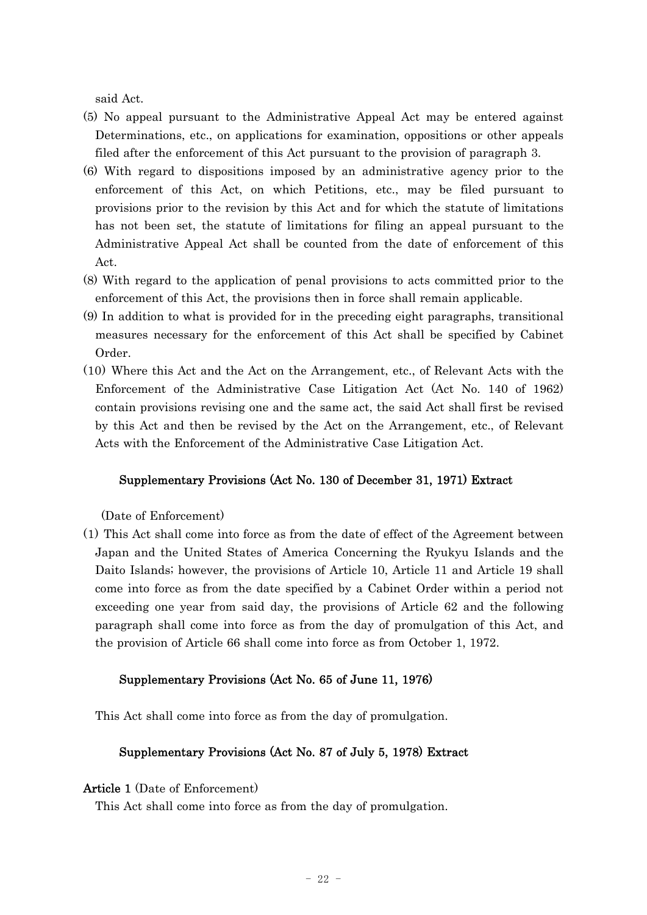said Act.

(5) No appeal pursuant to the Administrative Appeal Act may be entered against Determinations, etc., on applications for examination, oppositions or other appeals filed after the enforcement of this Act pursuant to the provision of paragraph 3.

(6) With regard to dispositions imposed by an administrative agency prior to the enforcement of this Act, on which Petitions, etc., may be filed pursuant to provisions prior to the revision by this Act and for which the statute of limitations has not been set, the statute of limitations for filing an appeal pursuant to the Administrative Appeal Act shall be counted from the date of enforcement of this Act.

(8) With regard to the application of penal provisions to acts committed prior to the enforcement of this Act, the provisions then in force shall remain applicable.

(9) In addition to what is provided for in the preceding eight paragraphs, transitional measures necessary for the enforcement of this Act shall be specified by Cabinet Order.

(10) Where this Act and the Act on the Arrangement, etc., of Relevant Acts with the Enforcement of the Administrative Case Litigation Act (Act No. 140 of 1962) contain provisions revising one and the same act, the said Act shall first be revised by this Act and then be revised by the Act on the Arrangement, etc., of Relevant Acts with the Enforcement of the Administrative Case Litigation Act.

### Supplementary Provisions (Act No. 130 of December 31, 1971) Extract

(Date of Enforcement)

(1) This Act shall come into force as from the date of effect of the Agreement between Japan and the United States of America Concerning the Ryukyu Islands and the Daito Islands; however, the provisions of Article 10, Article 11 and Article 19 shall come into force as from the date specified by a Cabinet Order within a period not exceeding one year from said day, the provisions of Article 62 and the following paragraph shall come into force as from the day of promulgation of this Act, and the provision of Article 66 shall come into force as from October 1, 1972.

### Supplementary Provisions (Act No. 65 of June 11, 1976)

This Act shall come into force as from the day of promulgation.

### Supplementary Provisions (Act No. 87 of July 5, 1978) Extract

**Article 1** (Date of Enforcement)

This Act shall come into force as from the day of promulgation.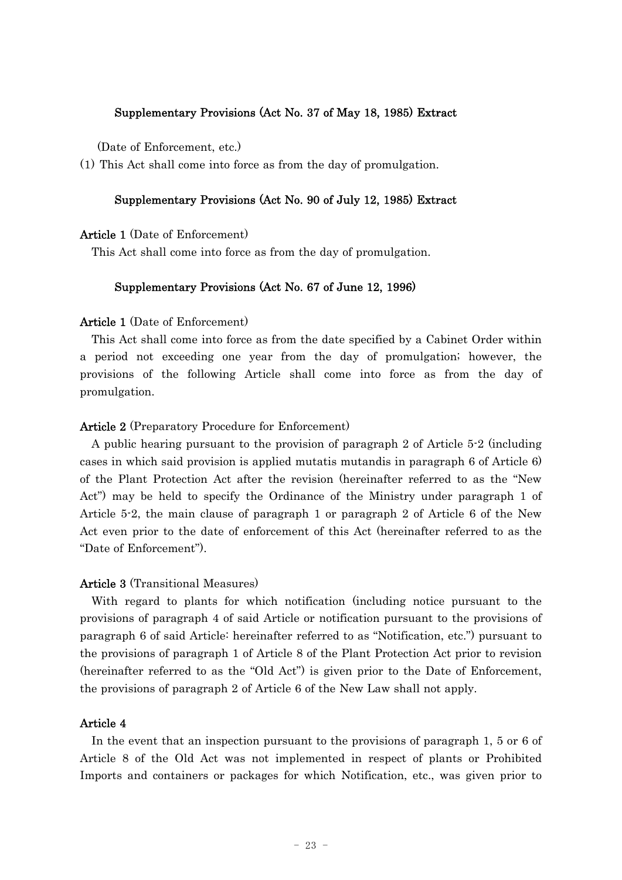### Supplementary Provisions (Act No. 37 of May 18, 1985) Extract

(Date of Enforcement, etc.)

(1) This Act shall come into force as from the day of promulgation.

### Supplementary Provisions (Act No. 90 of July 12, 1985) Extract

**Article 1** (Date of Enforcement)

This Act shall come into force as from the day of promulgation.

### Supplementary Provisions (Act No. 67 of June 12, 1996)

**Article 1** (Date of Enforcement)

This Act shall come into force as from the date specified by a Cabinet Order within a period not exceeding one year from the day of promulgation; however, the provisions of the following Article shall come into force as from the day of promulgation.

**Article 2** (Preparatory Procedure for Enforcement)

A public hearing pursuant to the provision of paragraph 2 of Article 5-2 (including cases in which said provision is applied mutatis mutandis in paragraph 6 of Article 6) of the Plant Protection Act after the revision (hereinafter referred to as the "New Act") may be held to specify the Ordinance of the Ministry under paragraph 1 of Article 5-2, the main clause of paragraph 1 or paragraph 2 of Article 6 of the New Act even prior to the date of enforcement of this Act (hereinafter referred to as the "Date of Enforcement").

**Article 3** (Transitional Measures)

With regard to plants for which notification (including notice pursuant to the provisions of paragraph 4 of said Article or notification pursuant to the provisions of paragraph 6 of said Article: hereinafter referred to as "Notification, etc.") pursuant to the provisions of paragraph 1 of Article 8 of the Plant Protection Act prior to revision (hereinafter referred to as the "Old Act") is given prior to the Date of Enforcement, the provisions of paragraph 2 of Article 6 of the New Law shall not apply.

**Article 4**

In the event that an inspection pursuant to the provisions of paragraph 1, 5 or 6 of Article 8 of the Old Act was not implemented in respect of plants or Prohibited Imports and containers or packages for which Notification, etc., was given prior to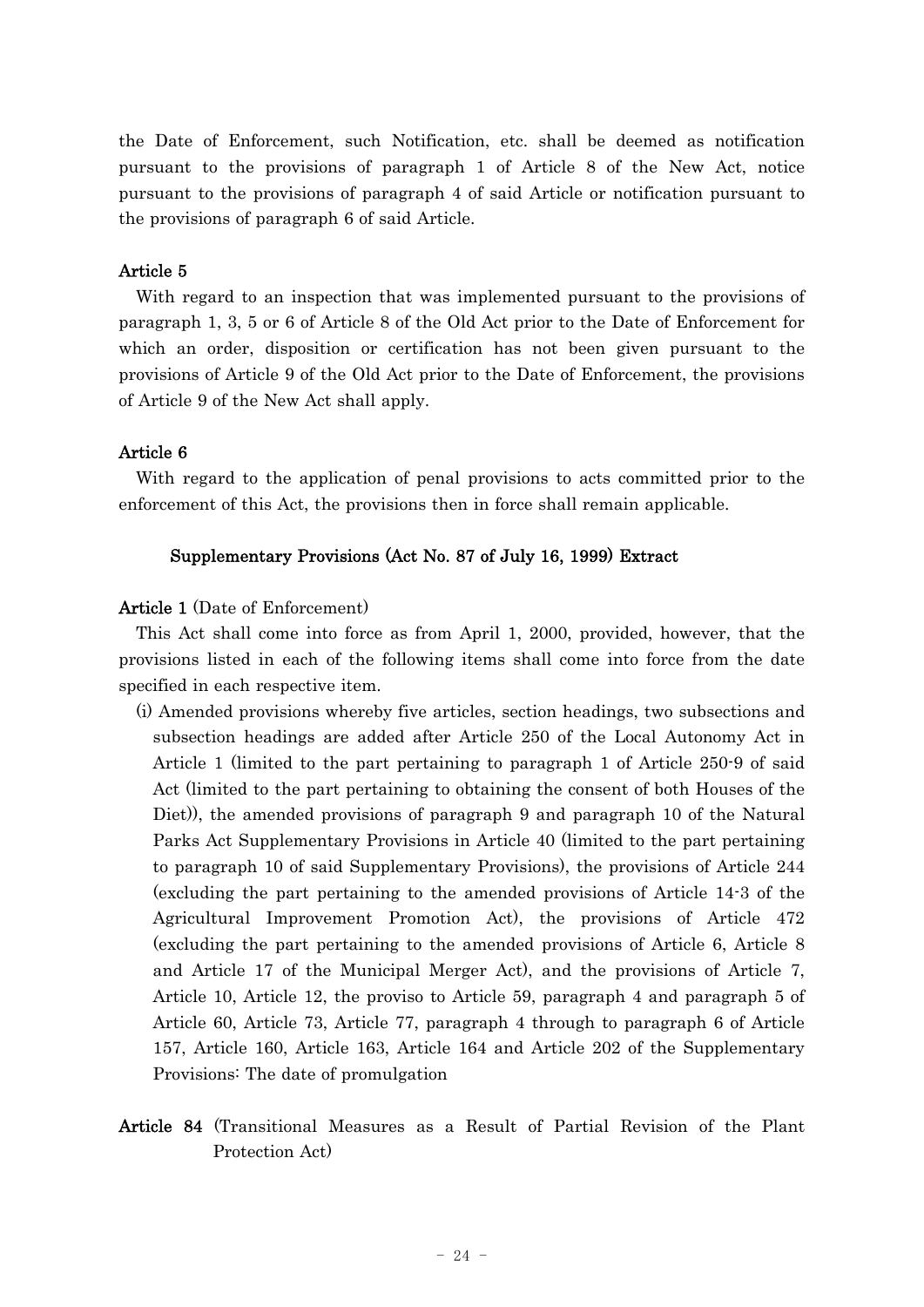the Date of Enforcement, such Notification, etc. shall be deemed as notification pursuant to the provisions of paragraph 1 of Article 8 of the New Act, notice pursuant to the provisions of paragraph 4 of said Article or notification pursuant to the provisions of paragraph 6 of said Article.

**Article 5**

With regard to an inspection that was implemented pursuant to the provisions of paragraph 1, 3, 5 or 6 of Article 8 of the Old Act prior to the Date of Enforcement for which an order, disposition or certification has not been given pursuant to the provisions of Article 9 of the Old Act prior to the Date of Enforcement, the provisions of Article 9 of the New Act shall apply.

**Article 6**

With regard to the application of penal provisions to acts committed prior to the enforcement of this Act, the provisions then in force shall remain applicable.

## Supplementary Provisions (Act No. 87 of July 16, 1999) Extract

**Article 1** (Date of Enforcement)

This Act shall come into force as from April 1, 2000, provided, however, that the provisions listed in each of the following items shall come into force from the date specified in each respective item.

(i) Amended provisions whereby five articles, section headings, two subsections and subsection headings are added after Article 250 of the Local Autonomy Act in Article 1 (limited to the part pertaining to paragraph 1 of Article 250-9 of said Act (limited to the part pertaining to obtaining the consent of both Houses of the Diet)), the amended provisions of paragraph 9 and paragraph 10 of the Natural Parks Act Supplementary Provisions in Article 40 (limited to the part pertaining to paragraph 10 of said Supplementary Provisions), the provisions of Article 244 (excluding the part pertaining to the amended provisions of Article 14-3 of the Agricultural Improvement Promotion Act), the provisions of Article 472 (excluding the part pertaining to the amended provisions of Article 6, Article 8 and Article 17 of the Municipal Merger Act), and the provisions of Article 7, Article 10, Article 12, the proviso to Article 59, paragraph 4 and paragraph 5 of Article 60, Article 73, Article 77, paragraph 4 through to paragraph 6 of Article 157, Article 160, Article 163, Article 164 and Article 202 of the Supplementary Provisions: The date of promulgation

**Article 84** (Transitional Measures as a Result of Partial Revision of the Plant Protection Act)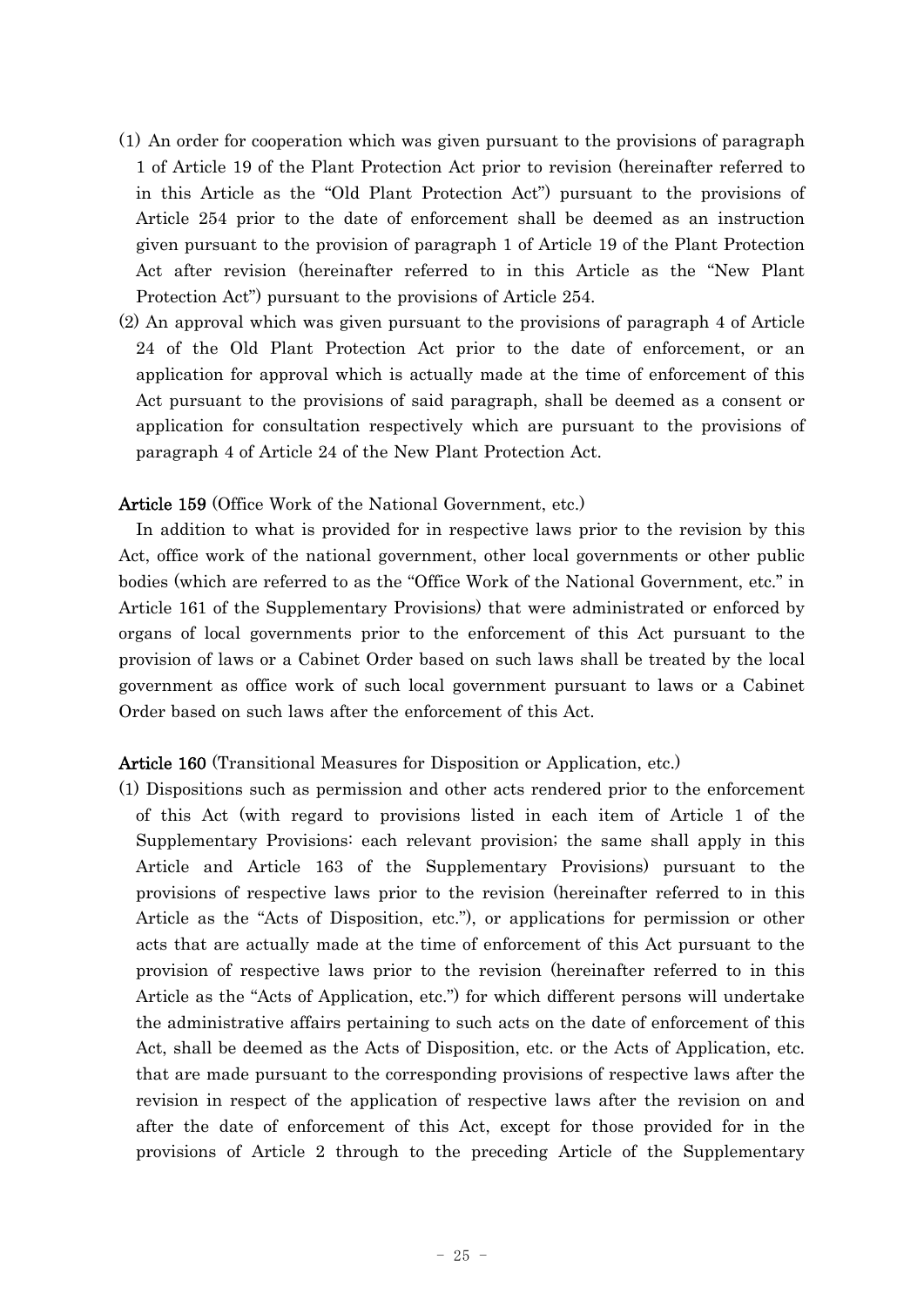(1) An order for cooperation which was given pursuant to the provisions of paragraph 1 of Article 19 of the Plant Protection Act prior to revision (hereinafter referred to in this Article as the "Old Plant Protection Act") pursuant to the provisions of Article 254 prior to the date of enforcement shall be deemed as an instruction given pursuant to the provision of paragraph 1 of Article 19 of the Plant Protection Act after revision (hereinafter referred to in this Article as the "New Plant Protection Act") pursuant to the provisions of Article 254.

(2) An approval which was given pursuant to the provisions of paragraph 4 of Article 24 of the Old Plant Protection Act prior to the date of enforcement, or an application for approval which is actually made at the time of enforcement of this Act pursuant to the provisions of said paragraph, shall be deemed as a consent or application for consultation respectively which are pursuant to the provisions of paragraph 4 of Article 24 of the New Plant Protection Act.

**Article 159** (Office Work of the National Government, etc.)

In addition to what is provided for in respective laws prior to the revision by this Act, office work of the national government, other local governments or other public bodies (which are referred to as the "Office Work of the National Government, etc." in Article 161 of the Supplementary Provisions) that were administrated or enforced by organs of local governments prior to the enforcement of this Act pursuant to the provision of laws or a Cabinet Order based on such laws shall be treated by the local government as office work of such local government pursuant to laws or a Cabinet Order based on such laws after the enforcement of this Act.

**Article 160** (Transitional Measures for Disposition or Application, etc.)

(1) Dispositions such as permission and other acts rendered prior to the enforcement of this Act (with regard to provisions listed in each item of Article 1 of the Supplementary Provisions: each relevant provision; the same shall apply in this Article and Article 163 of the Supplementary Provisions) pursuant to the provisions of respective laws prior to the revision (hereinafter referred to in this Article as the "Acts of Disposition, etc."), or applications for permission or other acts that are actually made at the time of enforcement of this Act pursuant to the provision of respective laws prior to the revision (hereinafter referred to in this Article as the "Acts of Application, etc.") for which different persons will undertake the administrative affairs pertaining to such acts on the date of enforcement of this Act, shall be deemed as the Acts of Disposition, etc. or the Acts of Application, etc. that are made pursuant to the corresponding provisions of respective laws after the revision in respect of the application of respective laws after the revision on and after the date of enforcement of this Act, except for those provided for in the provisions of Article 2 through to the preceding Article of the Supplementary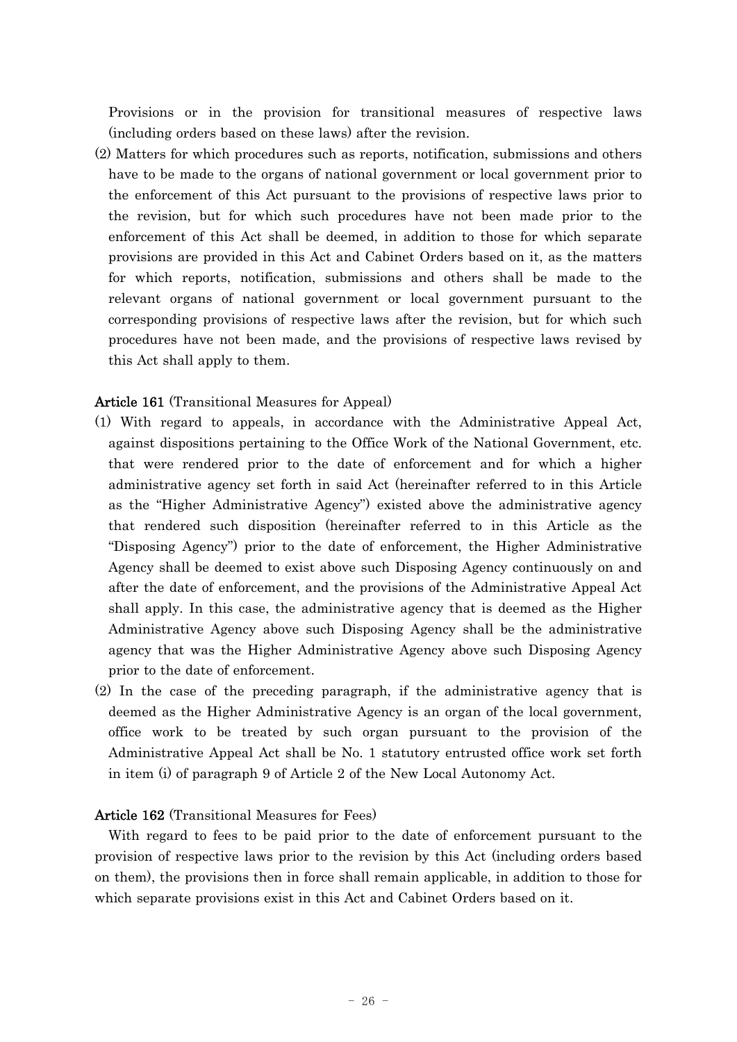Provisions or in the provision for transitional measures of respective laws (including orders based on these laws) after the revision.

(2) Matters for which procedures such as reports, notification, submissions and others have to be made to the organs of national government or local government prior to the enforcement of this Act pursuant to the provisions of respective laws prior to the revision, but for which such procedures have not been made prior to the enforcement of this Act shall be deemed, in addition to those for which separate provisions are provided in this Act and Cabinet Orders based on it, as the matters for which reports, notification, submissions and others shall be made to the relevant organs of national government or local government pursuant to the corresponding provisions of respective laws after the revision, but for which such procedures have not been made, and the provisions of respective laws revised by this Act shall apply to them.

**Article 161** (Transitional Measures for Appeal)

(1) With regard to appeals, in accordance with the Administrative Appeal Act, against dispositions pertaining to the Office Work of the National Government, etc. that were rendered prior to the date of enforcement and for which a higher administrative agency set forth in said Act (hereinafter referred to in this Article as the "Higher Administrative Agency") existed above the administrative agency that rendered such disposition (hereinafter referred to in this Article as the "Disposing Agency") prior to the date of enforcement, the Higher Administrative Agency shall be deemed to exist above such Disposing Agency continuously on and after the date of enforcement, and the provisions of the Administrative Appeal Act shall apply. In this case, the administrative agency that is deemed as the Higher Administrative Agency above such Disposing Agency shall be the administrative agency that was the Higher Administrative Agency above such Disposing Agency prior to the date of enforcement.

(2) In the case of the preceding paragraph, if the administrative agency that is deemed as the Higher Administrative Agency is an organ of the local government, office work to be treated by such organ pursuant to the provision of the Administrative Appeal Act shall be No. 1 statutory entrusted office work set forth in item (i) of paragraph 9 of Article 2 of the New Local Autonomy Act.

**Article 162** (Transitional Measures for Fees)

With regard to fees to be paid prior to the date of enforcement pursuant to the provision of respective laws prior to the revision by this Act (including orders based on them), the provisions then in force shall remain applicable, in addition to those for which separate provisions exist in this Act and Cabinet Orders based on it.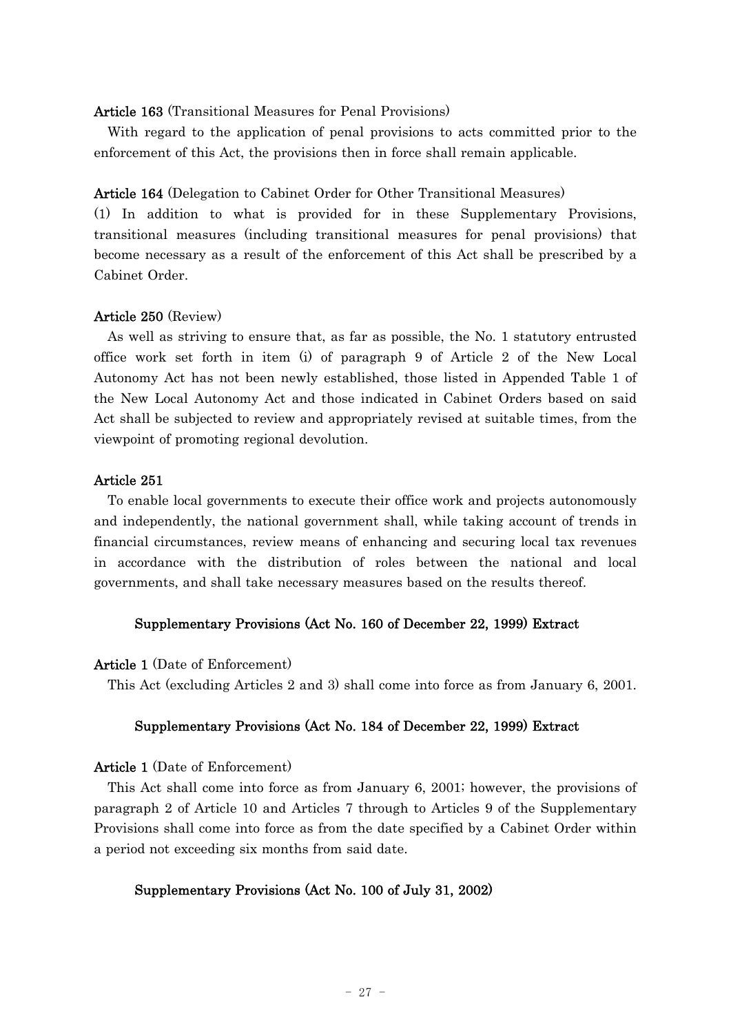**Article 163** (Transitional Measures for Penal Provisions)

With regard to the application of penal provisions to acts committed prior to the enforcement of this Act, the provisions then in force shall remain applicable.

**Article 164** (Delegation to Cabinet Order for Other Transitional Measures)

(1) In addition to what is provided for in these Supplementary Provisions, transitional measures (including transitional measures for penal provisions) that become necessary as a result of the enforcement of this Act shall be prescribed by a Cabinet Order.

**Article 250** (Review)

As well as striving to ensure that, as far as possible, the No. 1 statutory entrusted office work set forth in item (i) of paragraph 9 of Article 2 of the New Local Autonomy Act has not been newly established, those listed in Appended Table 1 of the New Local Autonomy Act and those indicated in Cabinet Orders based on said Act shall be subjected to review and appropriately revised at suitable times, from the viewpoint of promoting regional devolution.

**Article 251**

To enable local governments to execute their office work and projects autonomously and independently, the national government shall, while taking account of trends in financial circumstances, review means of enhancing and securing local tax revenues in accordance with the distribution of roles between the national and local governments, and shall take necessary measures based on the results thereof.

### Supplementary Provisions (Act No. 160 of December 22, 1999) Extract

**Article 1** (Date of Enforcement)

This Act (excluding Articles 2 and 3) shall come into force as from January 6, 2001.

### Supplementary Provisions (Act No. 184 of December 22, 1999) Extract

**Article 1** (Date of Enforcement)

This Act shall come into force as from January 6, 2001; however, the provisions of paragraph 2 of Article 10 and Articles 7 through to Articles 9 of the Supplementary Provisions shall come into force as from the date specified by a Cabinet Order within a period not exceeding six months from said date.

### Supplementary Provisions (Act No. 100 of July 31, 2002)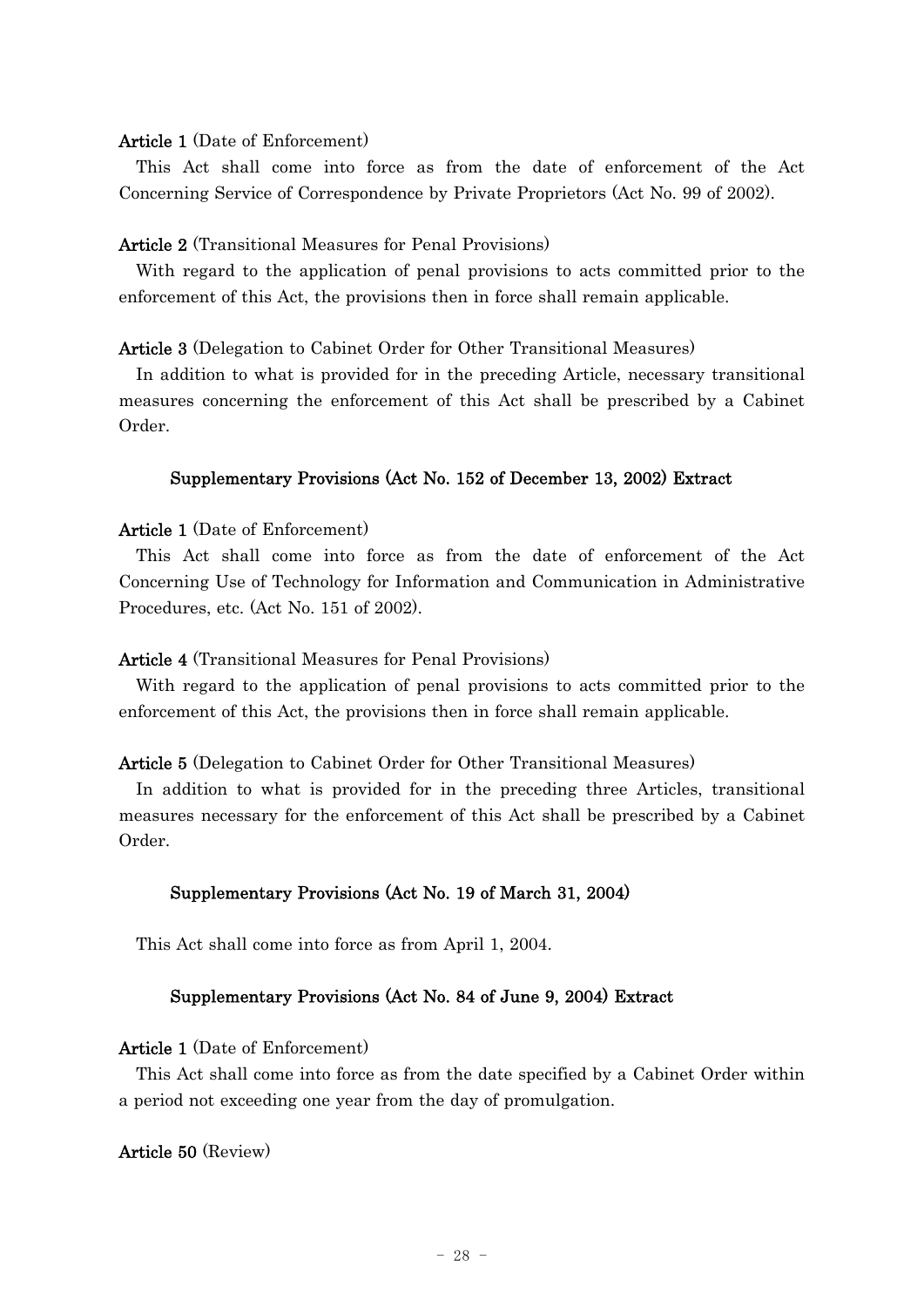**Article 1** (Date of Enforcement)

This Act shall come into force as from the date of enforcement of the Act Concerning Service of Correspondence by Private Proprietors (Act No. 99 of 2002).

**Article 2** (Transitional Measures for Penal Provisions)

With regard to the application of penal provisions to acts committed prior to the enforcement of this Act, the provisions then in force shall remain applicable.

**Article 3** (Delegation to Cabinet Order for Other Transitional Measures)

In addition to what is provided for in the preceding Article, necessary transitional measures concerning the enforcement of this Act shall be prescribed by a Cabinet Order.

### Supplementary Provisions (Act No. 152 of December 13, 2002) Extract

**Article 1** (Date of Enforcement)

This Act shall come into force as from the date of enforcement of the Act Concerning Use of Technology for Information and Communication in Administrative Procedures, etc. (Act No. 151 of 2002).

**Article 4** (Transitional Measures for Penal Provisions)

With regard to the application of penal provisions to acts committed prior to the enforcement of this Act, the provisions then in force shall remain applicable.

**Article 5** (Delegation to Cabinet Order for Other Transitional Measures)

In addition to what is provided for in the preceding three Articles, transitional measures necessary for the enforcement of this Act shall be prescribed by a Cabinet Order.

### Supplementary Provisions (Act No. 19 of March 31, 2004)

This Act shall come into force as from April 1, 2004.

### Supplementary Provisions (Act No. 84 of June 9, 2004) Extract

**Article 1** (Date of Enforcement)

This Act shall come into force as from the date specified by a Cabinet Order within a period not exceeding one year from the day of promulgation.

**Article 50** (Review)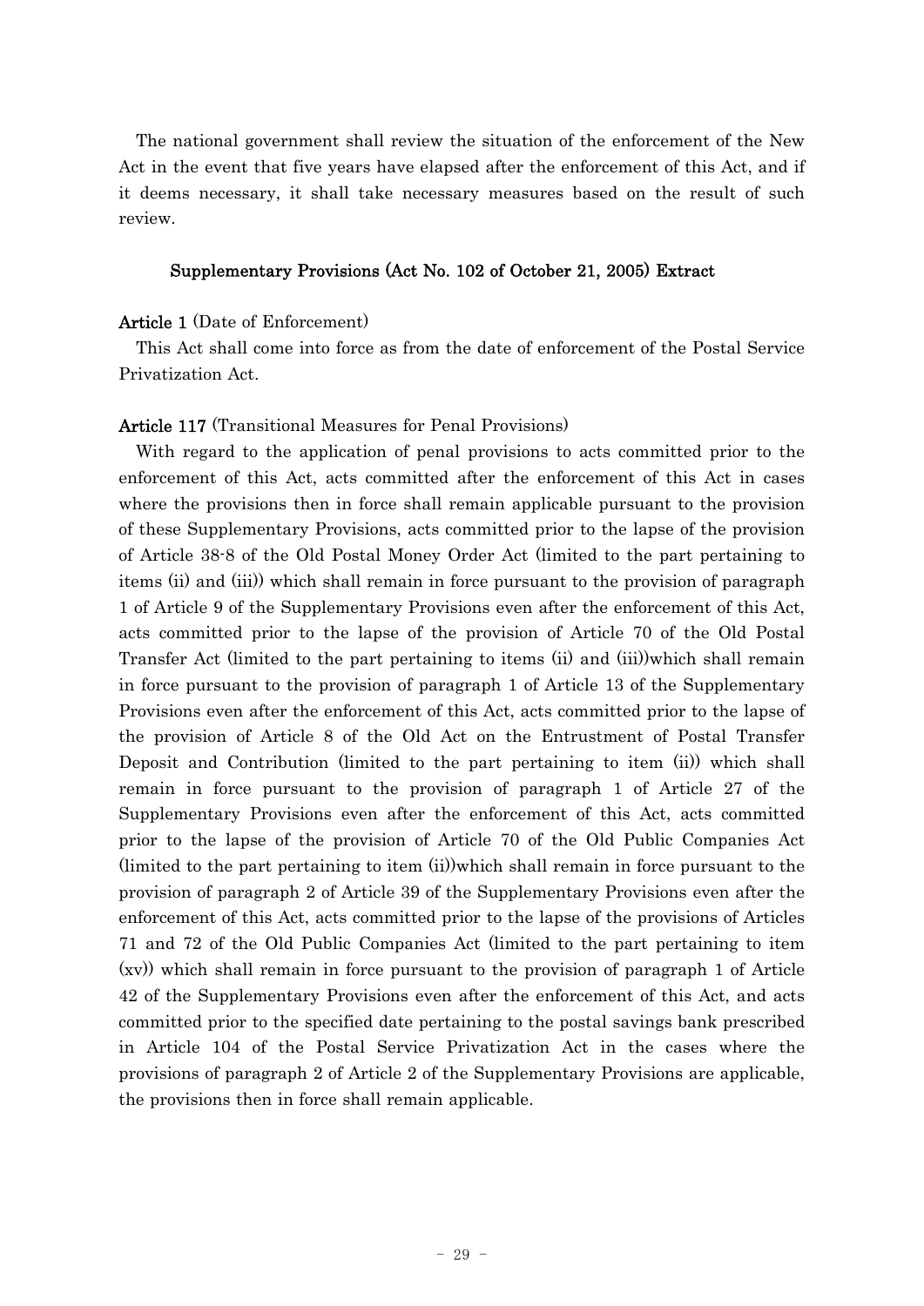The national government shall review the situation of the enforcement of the New Act in the event that five years have elapsed after the enforcement of this Act, and if it deems necessary, it shall take necessary measures based on the result of such review.

## Supplementary Provisions (Act No. 102 of October 21, 2005) Extract

**Article 1** (Date of Enforcement)

This Act shall come into force as from the date of enforcement of the Postal Service Privatization Act.

**Article 117** (Transitional Measures for Penal Provisions)

With regard to the application of penal provisions to acts committed prior to the enforcement of this Act, acts committed after the enforcement of this Act in cases where the provisions then in force shall remain applicable pursuant to the provision of these Supplementary Provisions, acts committed prior to the lapse of the provision of Article 38-8 of the Old Postal Money Order Act (limited to the part pertaining to items (ii) and (iii)) which shall remain in force pursuant to the provision of paragraph 1 of Article 9 of the Supplementary Provisions even after the enforcement of this Act, acts committed prior to the lapse of the provision of Article 70 of the Old Postal Transfer Act (limited to the part pertaining to items (ii) and (iii))which shall remain in force pursuant to the provision of paragraph 1 of Article 13 of the Supplementary Provisions even after the enforcement of this Act, acts committed prior to the lapse of the provision of Article 8 of the Old Act on the Entrustment of Postal Transfer Deposit and Contribution (limited to the part pertaining to item (ii)) which shall remain in force pursuant to the provision of paragraph 1 of Article 27 of the Supplementary Provisions even after the enforcement of this Act, acts committed prior to the lapse of the provision of Article 70 of the Old Public Companies Act (limited to the part pertaining to item (ii))which shall remain in force pursuant to the provision of paragraph 2 of Article 39 of the Supplementary Provisions even after the enforcement of this Act, acts committed prior to the lapse of the provisions of Articles 71 and 72 of the Old Public Companies Act (limited to the part pertaining to item (xv)) which shall remain in force pursuant to the provision of paragraph 1 of Article 42 of the Supplementary Provisions even after the enforcement of this Act, and acts committed prior to the specified date pertaining to the postal savings bank prescribed in Article 104 of the Postal Service Privatization Act in the cases where the provisions of paragraph 2 of Article 2 of the Supplementary Provisions are applicable, the provisions then in force shall remain applicable.